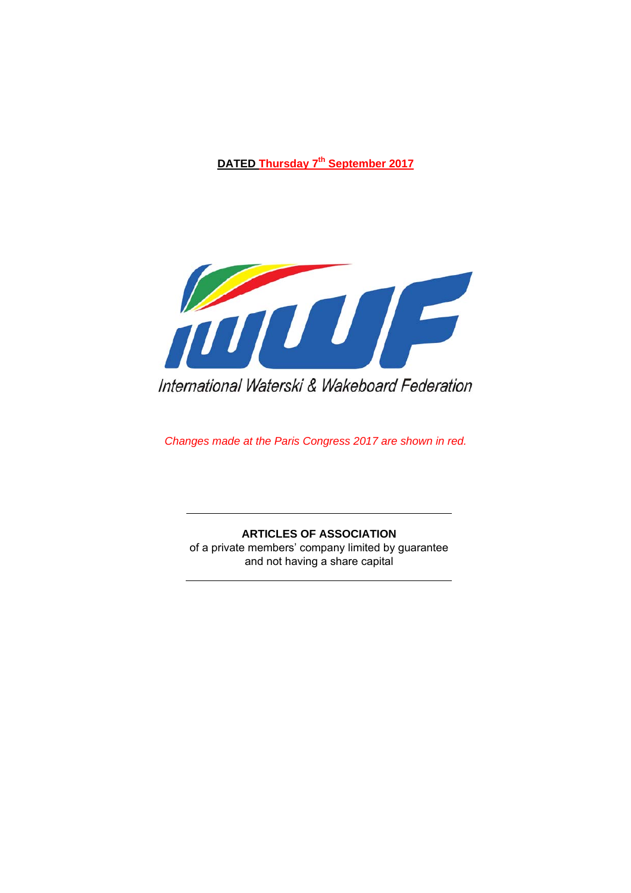**DATED Thursday 7th September 2017**

International Waterski & Wakeboard Federation

*Changes made at the Paris Congress 2017 are shown in red.*

---

**ARTICLES OF ASSOCIATION**

of a private members' company limited by guarantee and not having a share capital

---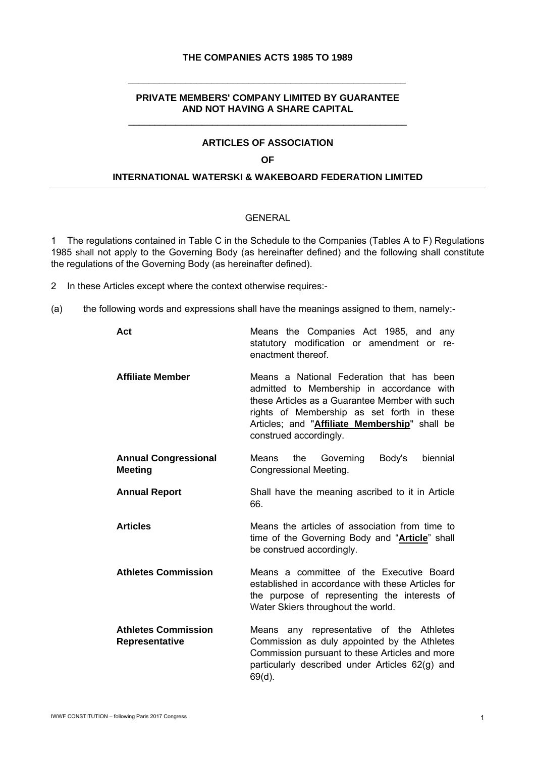**THE COMPANIES ACTS 1985 TO 1989**

---

**PRIVATE MEMBERS' COMPANY LIMITED BY GUARANTEE AND NOT HAVING A SHARE CAPITAL**

---

**ARTICLES OF ASSOCIATION**

**OF**

**INTERNATIONAL WATERSKI & WAKEBOARD FEDERATION LIMITED**

---

GENERAL

1 The regulations contained in Table C in the Schedule to the Companies (Tables A to F) Regulations 1985 shall not apply to the Governing Body (as hereinafter defined) and the following shall constitute the regulations of the Governing Body (as hereinafter defined).

2 In these Articles except where the context otherwise requires:-

(a) the following words and expressions shall have the meanings assigned to them, namely:-

| | |
|---|---|
| **Act** | Means the Companies Act 1985, and any statutory modification or amendment or re-enactment thereof. |
| **Affiliate Member** | Means a National Federation that has been admitted to Membership in accordance with these Articles as a Guarantee Member with such rights of Membership as set forth in these Articles; and "**Affiliate Membership**" shall be construed accordingly. |
| **Annual Congressional Meeting** | Means the Governing Body's biennial Congressional Meeting. |
| **Annual Report** | Shall have the meaning ascribed to it in Article 66. |
| **Articles** | Means the articles of association from time to time of the Governing Body and "**Article**" shall be construed accordingly. |
| **Athletes Commission** | Means a committee of the Executive Board established in accordance with these Articles for the purpose of representing the interests of Water Skiers throughout the world. |
| **Athletes Commission Representative** | Means any representative of the Athletes Commission as duly appointed by the Athletes Commission pursuant to these Articles and more particularly described under Articles 62(g) and 69(d). |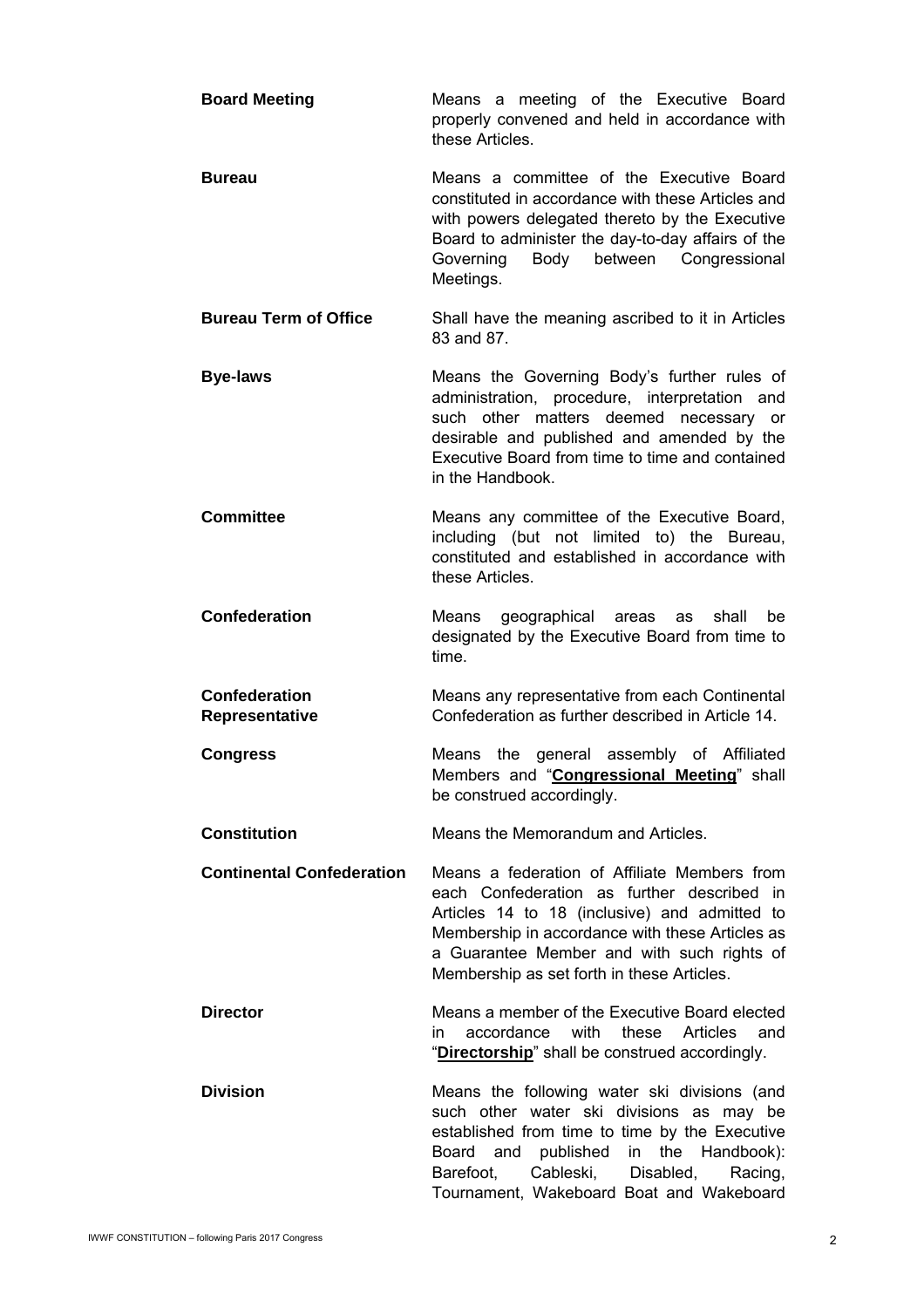**Board Meeting** Means a meeting of the Executive Board properly convened and held in accordance with these Articles.

**Bureau** Means a committee of the Executive Board constituted in accordance with these Articles and with powers delegated thereto by the Executive Board to administer the day-to-day affairs of the Governing Body between Congressional Meetings.

**Bureau Term of Office** Shall have the meaning ascribed to it in Articles 83 and 87.

**Bye-laws** Means the Governing Body's further rules of administration, procedure, interpretation and such other matters deemed necessary or desirable and published and amended by the Executive Board from time to time and contained in the Handbook.

**Committee** Means any committee of the Executive Board, including (but not limited to) the Bureau, constituted and established in accordance with these Articles.

**Confederation** Means geographical areas as shall be designated by the Executive Board from time to time.

**Confederation Representative** Means any representative from each Continental Confederation as further described in Article 14.

**Congress** Means the general assembly of Affiliated Members and "**Congressional Meeting**" shall be construed accordingly.

**Constitution** Means the Memorandum and Articles.

**Continental Confederation** Means a federation of Affiliate Members from each Confederation as further described in Articles 14 to 18 (inclusive) and admitted to Membership in accordance with these Articles as a Guarantee Member and with such rights of Membership as set forth in these Articles.

**Director** Means a member of the Executive Board elected in accordance with these Articles and "**Directorship**" shall be construed accordingly.

**Division** Means the following water ski divisions (and such other water ski divisions as may be established from time to time by the Executive Board and published in the Handbook): Barefoot, Cableski, Disabled, Racing, Tournament, Wakeboard Boat and Wakeboard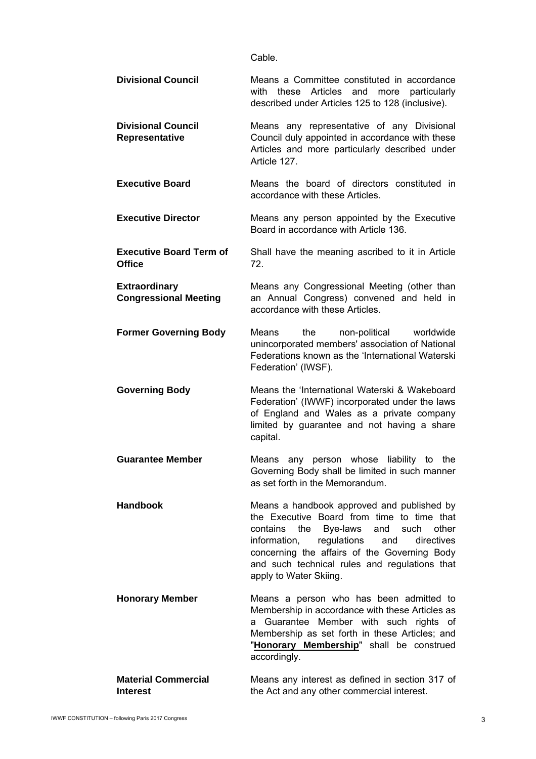Cable.

| | |
|---|---|
| **Divisional Council** | Means a Committee constituted in accordance with these Articles and more particularly described under Articles 125 to 128 (inclusive). |
| **Divisional Council Representative** | Means any representative of any Divisional Council duly appointed in accordance with these Articles and more particularly described under Article 127. |
| **Executive Board** | Means the board of directors constituted in accordance with these Articles. |
| **Executive Director** | Means any person appointed by the Executive Board in accordance with Article 136. |
| **Executive Board Term of Office** | Shall have the meaning ascribed to it in Article 72. |
| **Extraordinary Congressional Meeting** | Means any Congressional Meeting (other than an Annual Congress) convened and held in accordance with these Articles. |
| **Former Governing Body** | Means the non-political worldwide unincorporated members' association of National Federations known as the 'International Waterski Federation' (IWSF). |
| **Governing Body** | Means the 'International Waterski & Wakeboard Federation' (IWWF) incorporated under the laws of England and Wales as a private company limited by guarantee and not having a share capital. |
| **Guarantee Member** | Means any person whose liability to the Governing Body shall be limited in such manner as set forth in the Memorandum. |
| **Handbook** | Means a handbook approved and published by the Executive Board from time to time that contains the Bye-laws and such other information, regulations and directives concerning the affairs of the Governing Body and such technical rules and regulations that apply to Water Skiing. |
| **Honorary Member** | Means a person who has been admitted to Membership in accordance with these Articles as a Guarantee Member with such rights of Membership as set forth in these Articles; and "**Honorary Membership**" shall be construed accordingly. |
| **Material Commercial Interest** | Means any interest as defined in section 317 of the Act and any other commercial interest. |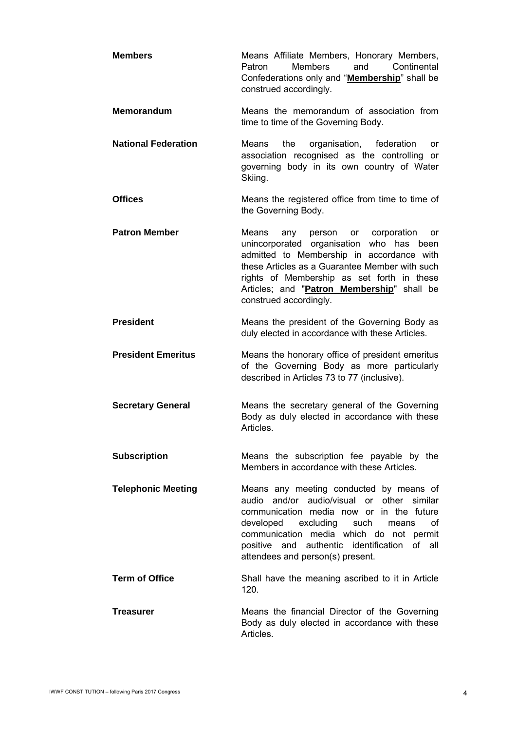| | |
|---|---|
| **Members** | Means Affiliate Members, Honorary Members, Patron Members and Continental Confederations only and "**Membership**" shall be construed accordingly. |
| **Memorandum** | Means the memorandum of association from time to time of the Governing Body. |
| **National Federation** | Means the organisation, federation or association recognised as the controlling or governing body in its own country of Water Skiing. |
| **Offices** | Means the registered office from time to time of the Governing Body. |
| **Patron Member** | Means any person or corporation or unincorporated organisation who has been admitted to Membership in accordance with these Articles as a Guarantee Member with such rights of Membership as set forth in these Articles; and "**Patron Membership**" shall be construed accordingly. |
| **President** | Means the president of the Governing Body as duly elected in accordance with these Articles. |
| **President Emeritus** | Means the honorary office of president emeritus of the Governing Body as more particularly described in Articles 73 to 77 (inclusive). |
| **Secretary General** | Means the secretary general of the Governing Body as duly elected in accordance with these Articles. |
| **Subscription** | Means the subscription fee payable by the Members in accordance with these Articles. |
| **Telephonic Meeting** | Means any meeting conducted by means of audio and/or audio/visual or other similar communication media now or in the future developed excluding such means of communication media which do not permit positive and authentic identification of all attendees and person(s) present. |
| **Term of Office** | Shall have the meaning ascribed to it in Article 120. |
| **Treasurer** | Means the financial Director of the Governing Body as duly elected in accordance with these Articles. |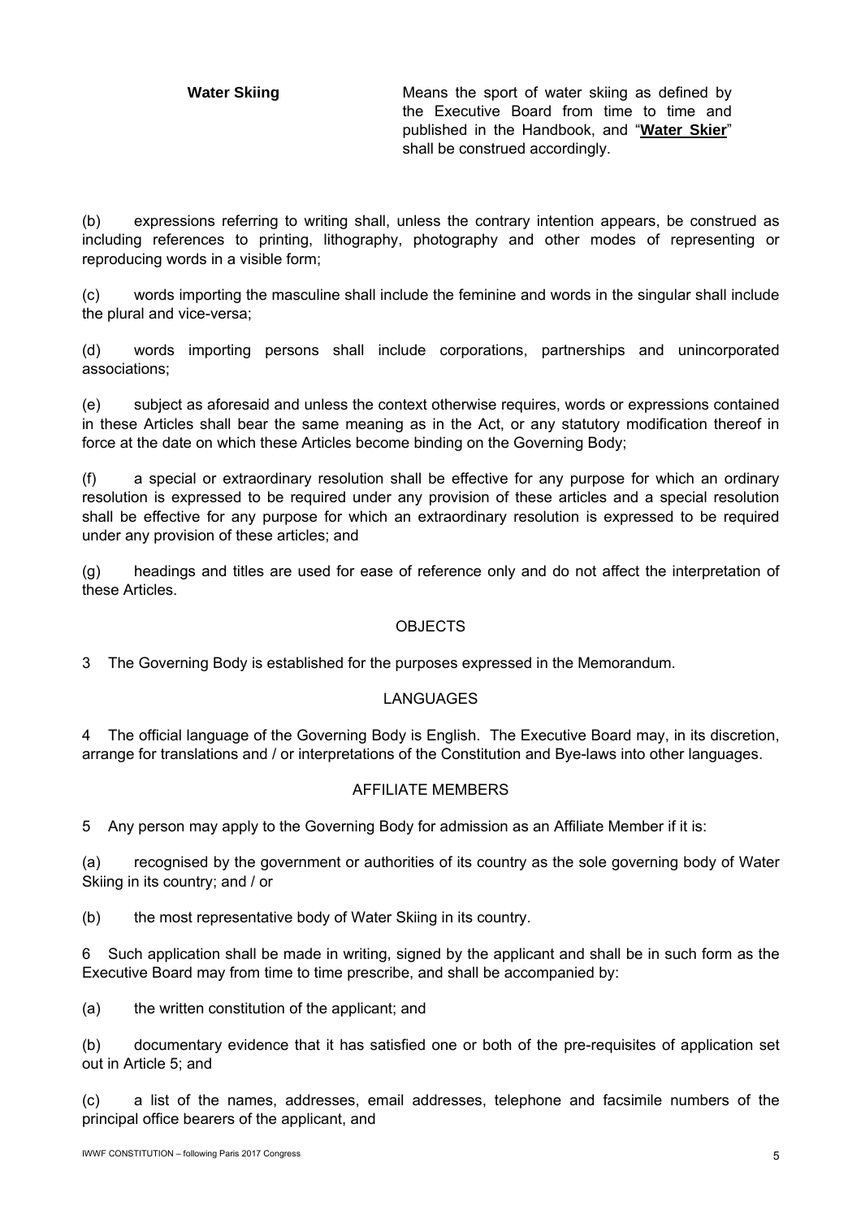| | |
|---|---|
| **Water Skiing** | Means the sport of water skiing as defined by the Executive Board from time to time and published in the Handbook, and "**Water Skier**" shall be construed accordingly. |

(b) expressions referring to writing shall, unless the contrary intention appears, be construed as including references to printing, lithography, photography and other modes of representing or reproducing words in a visible form;

(c) words importing the masculine shall include the feminine and words in the singular shall include the plural and vice-versa;

(d) words importing persons shall include corporations, partnerships and unincorporated associations;

(e) subject as aforesaid and unless the context otherwise requires, words or expressions contained in these Articles shall bear the same meaning as in the Act, or any statutory modification thereof in force at the date on which these Articles become binding on the Governing Body;

(f) a special or extraordinary resolution shall be effective for any purpose for which an ordinary resolution is expressed to be required under any provision of these articles and a special resolution shall be effective for any purpose for which an extraordinary resolution is expressed to be required under any provision of these articles; and

(g) headings and titles are used for ease of reference only and do not affect the interpretation of these Articles.

## OBJECTS

3 The Governing Body is established for the purposes expressed in the Memorandum.

## LANGUAGES

4 The official language of the Governing Body is English. The Executive Board may, in its discretion, arrange for translations and / or interpretations of the Constitution and Bye-laws into other languages.

## AFFILIATE MEMBERS

5 Any person may apply to the Governing Body for admission as an Affiliate Member if it is:

(a) recognised by the government or authorities of its country as the sole governing body of Water Skiing in its country; and / or

(b) the most representative body of Water Skiing in its country.

6 Such application shall be made in writing, signed by the applicant and shall be in such form as the Executive Board may from time to time prescribe, and shall be accompanied by:

(a) the written constitution of the applicant; and

(b) documentary evidence that it has satisfied one or both of the pre-requisites of application set out in Article 5; and

(c) a list of the names, addresses, email addresses, telephone and facsimile numbers of the principal office bearers of the applicant, and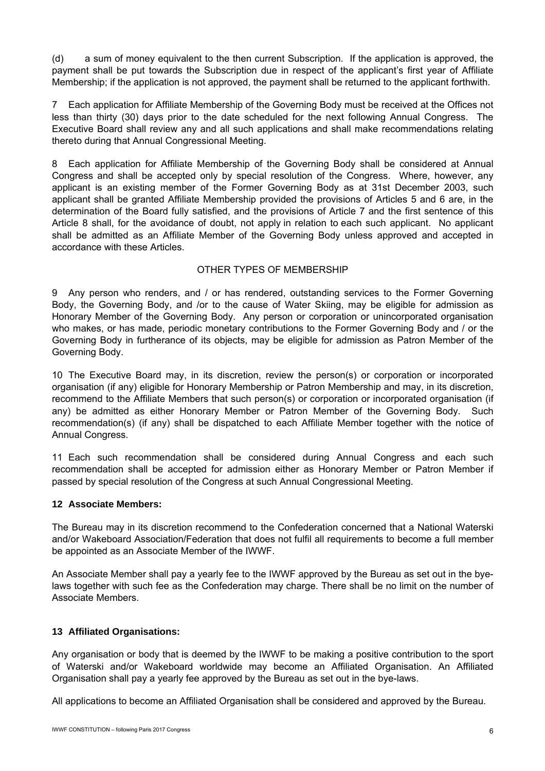(d) a sum of money equivalent to the then current Subscription. If the application is approved, the payment shall be put towards the Subscription due in respect of the applicant's first year of Affiliate Membership; if the application is not approved, the payment shall be returned to the applicant forthwith.

7 Each application for Affiliate Membership of the Governing Body must be received at the Offices not less than thirty (30) days prior to the date scheduled for the next following Annual Congress. The Executive Board shall review any and all such applications and shall make recommendations relating thereto during that Annual Congressional Meeting.

8 Each application for Affiliate Membership of the Governing Body shall be considered at Annual Congress and shall be accepted only by special resolution of the Congress. Where, however, any applicant is an existing member of the Former Governing Body as at 31st December 2003, such applicant shall be granted Affiliate Membership provided the provisions of Articles 5 and 6 are, in the determination of the Board fully satisfied, and the provisions of Article 7 and the first sentence of this Article 8 shall, for the avoidance of doubt, not apply in relation to each such applicant. No applicant shall be admitted as an Affiliate Member of the Governing Body unless approved and accepted in accordance with these Articles.

OTHER TYPES OF MEMBERSHIP

9 Any person who renders, and / or has rendered, outstanding services to the Former Governing Body, the Governing Body, and /or to the cause of Water Skiing, may be eligible for admission as Honorary Member of the Governing Body. Any person or corporation or unincorporated organisation who makes, or has made, periodic monetary contributions to the Former Governing Body and / or the Governing Body in furtherance of its objects, may be eligible for admission as Patron Member of the Governing Body.

10 The Executive Board may, in its discretion, review the person(s) or corporation or incorporated organisation (if any) eligible for Honorary Membership or Patron Membership and may, in its discretion, recommend to the Affiliate Members that such person(s) or corporation or incorporated organisation (if any) be admitted as either Honorary Member or Patron Member of the Governing Body. Such recommendation(s) (if any) shall be dispatched to each Affiliate Member together with the notice of Annual Congress.

11 Each such recommendation shall be considered during Annual Congress and each such recommendation shall be accepted for admission either as Honorary Member or Patron Member if passed by special resolution of the Congress at such Annual Congressional Meeting.

**12 Associate Members:**

The Bureau may in its discretion recommend to the Confederation concerned that a National Waterski and/or Wakeboard Association/Federation that does not fulfil all requirements to become a full member be appointed as an Associate Member of the IWWF.

An Associate Member shall pay a yearly fee to the IWWF approved by the Bureau as set out in the bye-laws together with such fee as the Confederation may charge. There shall be no limit on the number of Associate Members.

**13 Affiliated Organisations:**

Any organisation or body that is deemed by the IWWF to be making a positive contribution to the sport of Waterski and/or Wakeboard worldwide may become an Affiliated Organisation. An Affiliated Organisation shall pay a yearly fee approved by the Bureau as set out in the bye-laws.

All applications to become an Affiliated Organisation shall be considered and approved by the Bureau.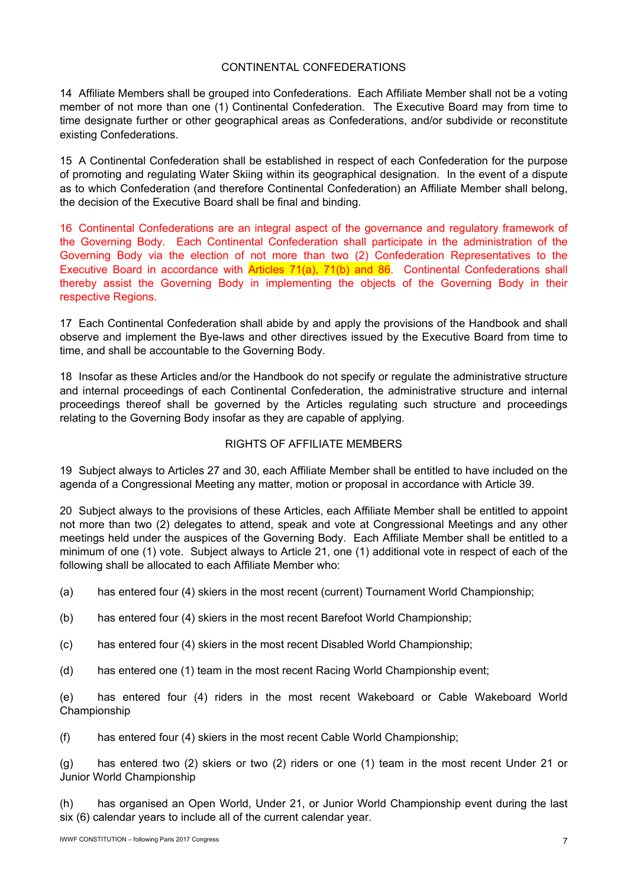## CONTINENTAL CONFEDERATIONS

14 Affiliate Members shall be grouped into Confederations. Each Affiliate Member shall not be a voting member of not more than one (1) Continental Confederation. The Executive Board may from time to time designate further or other geographical areas as Confederations, and/or subdivide or reconstitute existing Confederations.

15 A Continental Confederation shall be established in respect of each Confederation for the purpose of promoting and regulating Water Skiing within its geographical designation. In the event of a dispute as to which Confederation (and therefore Continental Confederation) an Affiliate Member shall belong, the decision of the Executive Board shall be final and binding.

16 Continental Confederations are an integral aspect of the governance and regulatory framework of the Governing Body. Each Continental Confederation shall participate in the administration of the Governing Body via the election of not more than two (2) Confederation Representatives to the Executive Board in accordance with Articles 71(a), 71(b) and 86. Continental Confederations shall thereby assist the Governing Body in implementing the objects of the Governing Body in their respective Regions.

17 Each Continental Confederation shall abide by and apply the provisions of the Handbook and shall observe and implement the Bye-laws and other directives issued by the Executive Board from time to time, and shall be accountable to the Governing Body.

18 Insofar as these Articles and/or the Handbook do not specify or regulate the administrative structure and internal proceedings of each Continental Confederation, the administrative structure and internal proceedings thereof shall be governed by the Articles regulating such structure and proceedings relating to the Governing Body insofar as they are capable of applying.

## RIGHTS OF AFFILIATE MEMBERS

19 Subject always to Articles 27 and 30, each Affiliate Member shall be entitled to have included on the agenda of a Congressional Meeting any matter, motion or proposal in accordance with Article 39.

20 Subject always to the provisions of these Articles, each Affiliate Member shall be entitled to appoint not more than two (2) delegates to attend, speak and vote at Congressional Meetings and any other meetings held under the auspices of the Governing Body. Each Affiliate Member shall be entitled to a minimum of one (1) vote. Subject always to Article 21, one (1) additional vote in respect of each of the following shall be allocated to each Affiliate Member who:

(a) has entered four (4) skiers in the most recent (current) Tournament World Championship;

(b) has entered four (4) skiers in the most recent Barefoot World Championship;

(c) has entered four (4) skiers in the most recent Disabled World Championship;

(d) has entered one (1) team in the most recent Racing World Championship event;

(e) has entered four (4) riders in the most recent Wakeboard or Cable Wakeboard World Championship

(f) has entered four (4) skiers in the most recent Cable World Championship;

(g) has entered two (2) skiers or two (2) riders or one (1) team in the most recent Under 21 or Junior World Championship

(h) has organised an Open World, Under 21, or Junior World Championship event during the last six (6) calendar years to include all of the current calendar year.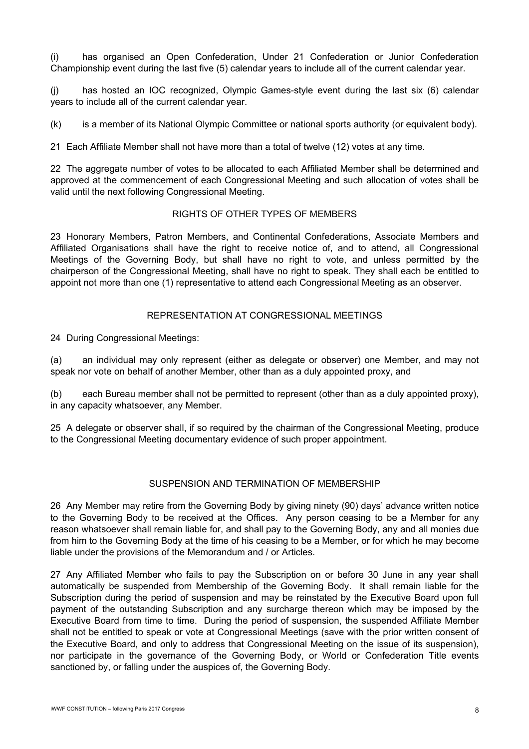(i) has organised an Open Confederation, Under 21 Confederation or Junior Confederation Championship event during the last five (5) calendar years to include all of the current calendar year.

(j) has hosted an IOC recognized, Olympic Games-style event during the last six (6) calendar years to include all of the current calendar year.

(k) is a member of its National Olympic Committee or national sports authority (or equivalent body).

21 Each Affiliate Member shall not have more than a total of twelve (12) votes at any time.

22 The aggregate number of votes to be allocated to each Affiliated Member shall be determined and approved at the commencement of each Congressional Meeting and such allocation of votes shall be valid until the next following Congressional Meeting.

## RIGHTS OF OTHER TYPES OF MEMBERS

23 Honorary Members, Patron Members, and Continental Confederations, Associate Members and Affiliated Organisations shall have the right to receive notice of, and to attend, all Congressional Meetings of the Governing Body, but shall have no right to vote, and unless permitted by the chairperson of the Congressional Meeting, shall have no right to speak. They shall each be entitled to appoint not more than one (1) representative to attend each Congressional Meeting as an observer.

## REPRESENTATION AT CONGRESSIONAL MEETINGS

24 During Congressional Meetings:

(a) an individual may only represent (either as delegate or observer) one Member, and may not speak nor vote on behalf of another Member, other than as a duly appointed proxy, and

(b) each Bureau member shall not be permitted to represent (other than as a duly appointed proxy), in any capacity whatsoever, any Member.

25 A delegate or observer shall, if so required by the chairman of the Congressional Meeting, produce to the Congressional Meeting documentary evidence of such proper appointment.

## SUSPENSION AND TERMINATION OF MEMBERSHIP

26 Any Member may retire from the Governing Body by giving ninety (90) days' advance written notice to the Governing Body to be received at the Offices. Any person ceasing to be a Member for any reason whatsoever shall remain liable for, and shall pay to the Governing Body, any and all monies due from him to the Governing Body at the time of his ceasing to be a Member, or for which he may become liable under the provisions of the Memorandum and / or Articles.

27 Any Affiliated Member who fails to pay the Subscription on or before 30 June in any year shall automatically be suspended from Membership of the Governing Body. It shall remain liable for the Subscription during the period of suspension and may be reinstated by the Executive Board upon full payment of the outstanding Subscription and any surcharge thereon which may be imposed by the Executive Board from time to time. During the period of suspension, the suspended Affiliate Member shall not be entitled to speak or vote at Congressional Meetings (save with the prior written consent of the Executive Board, and only to address that Congressional Meeting on the issue of its suspension), nor participate in the governance of the Governing Body, or World or Confederation Title events sanctioned by, or falling under the auspices of, the Governing Body.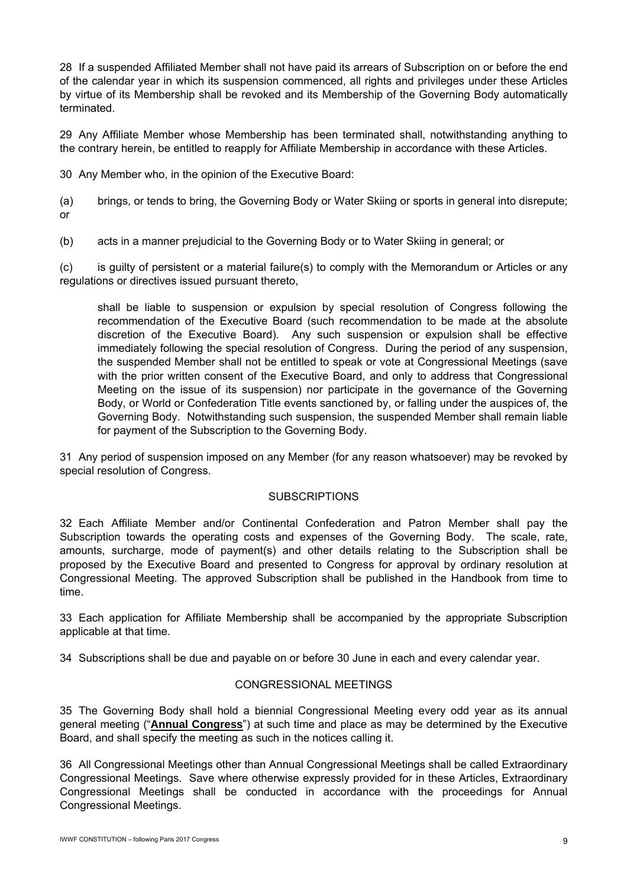28 If a suspended Affiliated Member shall not have paid its arrears of Subscription on or before the end of the calendar year in which its suspension commenced, all rights and privileges under these Articles by virtue of its Membership shall be revoked and its Membership of the Governing Body automatically terminated.

29 Any Affiliate Member whose Membership has been terminated shall, notwithstanding anything to the contrary herein, be entitled to reapply for Affiliate Membership in accordance with these Articles.

30 Any Member who, in the opinion of the Executive Board:

(a) brings, or tends to bring, the Governing Body or Water Skiing or sports in general into disrepute; or

(b) acts in a manner prejudicial to the Governing Body or to Water Skiing in general; or

(c) is guilty of persistent or a material failure(s) to comply with the Memorandum or Articles or any regulations or directives issued pursuant thereto,

> shall be liable to suspension or expulsion by special resolution of Congress following the recommendation of the Executive Board (such recommendation to be made at the absolute discretion of the Executive Board). Any such suspension or expulsion shall be effective immediately following the special resolution of Congress. During the period of any suspension, the suspended Member shall not be entitled to speak or vote at Congressional Meetings (save with the prior written consent of the Executive Board, and only to address that Congressional Meeting on the issue of its suspension) nor participate in the governance of the Governing Body, or World or Confederation Title events sanctioned by, or falling under the auspices of, the Governing Body. Notwithstanding such suspension, the suspended Member shall remain liable for payment of the Subscription to the Governing Body.

31 Any period of suspension imposed on any Member (for any reason whatsoever) may be revoked by special resolution of Congress.

## SUBSCRIPTIONS

32 Each Affiliate Member and/or Continental Confederation and Patron Member shall pay the Subscription towards the operating costs and expenses of the Governing Body. The scale, rate, amounts, surcharge, mode of payment(s) and other details relating to the Subscription shall be proposed by the Executive Board and presented to Congress for approval by ordinary resolution at Congressional Meeting. The approved Subscription shall be published in the Handbook from time to time.

33 Each application for Affiliate Membership shall be accompanied by the appropriate Subscription applicable at that time.

34 Subscriptions shall be due and payable on or before 30 June in each and every calendar year.

## CONGRESSIONAL MEETINGS

35 The Governing Body shall hold a biennial Congressional Meeting every odd year as its annual general meeting ("**Annual Congress**") at such time and place as may be determined by the Executive Board, and shall specify the meeting as such in the notices calling it.

36 All Congressional Meetings other than Annual Congressional Meetings shall be called Extraordinary Congressional Meetings. Save where otherwise expressly provided for in these Articles, Extraordinary Congressional Meetings shall be conducted in accordance with the proceedings for Annual Congressional Meetings.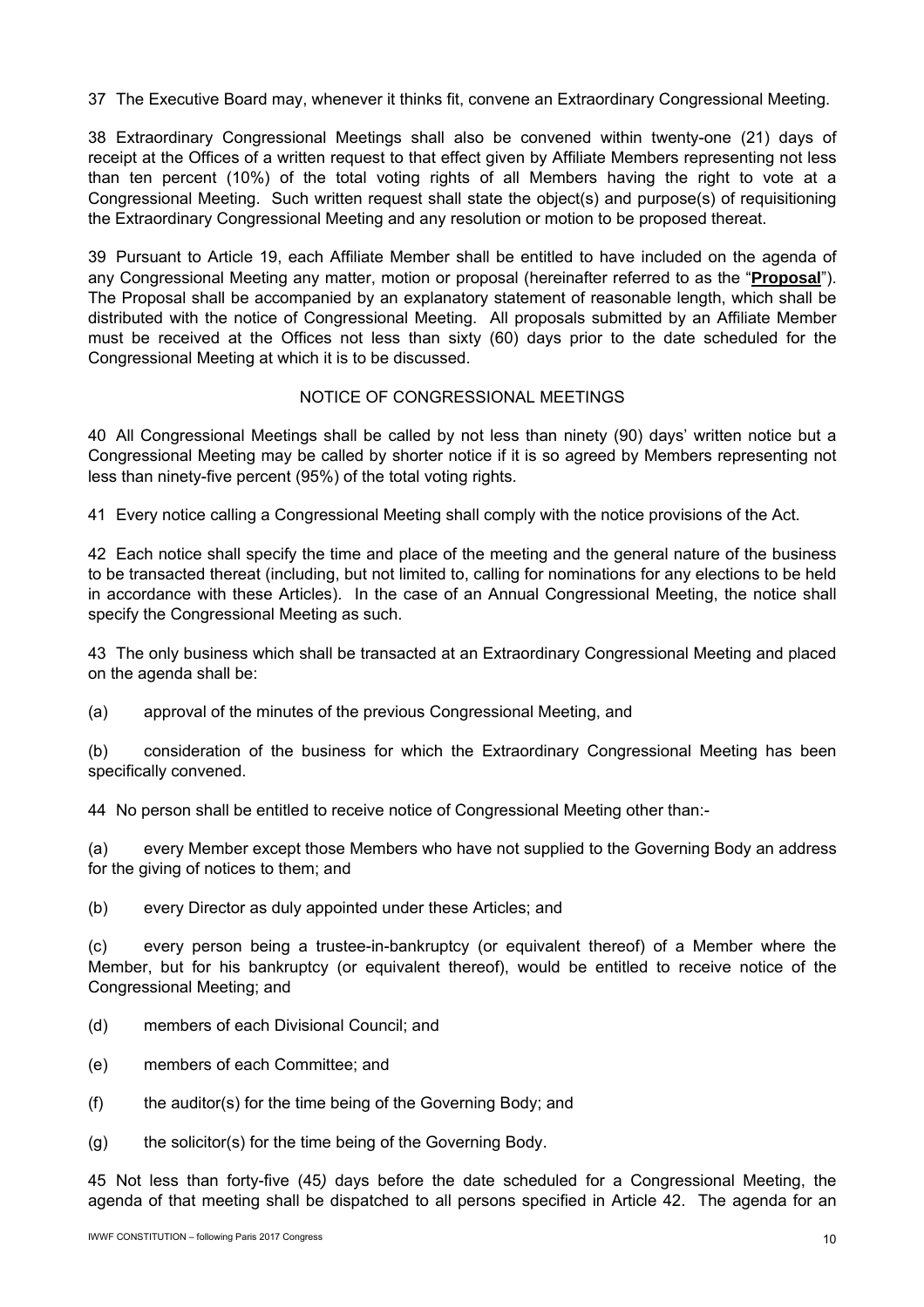37 The Executive Board may, whenever it thinks fit, convene an Extraordinary Congressional Meeting.

38 Extraordinary Congressional Meetings shall also be convened within twenty-one (21) days of receipt at the Offices of a written request to that effect given by Affiliate Members representing not less than ten percent (10%) of the total voting rights of all Members having the right to vote at a Congressional Meeting. Such written request shall state the object(s) and purpose(s) of requisitioning the Extraordinary Congressional Meeting and any resolution or motion to be proposed thereat.

39 Pursuant to Article 19, each Affiliate Member shall be entitled to have included on the agenda of any Congressional Meeting any matter, motion or proposal (hereinafter referred to as the "**Proposal**"). The Proposal shall be accompanied by an explanatory statement of reasonable length, which shall be distributed with the notice of Congressional Meeting. All proposals submitted by an Affiliate Member must be received at the Offices not less than sixty (60) days prior to the date scheduled for the Congressional Meeting at which it is to be discussed.

## NOTICE OF CONGRESSIONAL MEETINGS

40 All Congressional Meetings shall be called by not less than ninety (90) days' written notice but a Congressional Meeting may be called by shorter notice if it is so agreed by Members representing not less than ninety-five percent (95%) of the total voting rights.

41 Every notice calling a Congressional Meeting shall comply with the notice provisions of the Act.

42 Each notice shall specify the time and place of the meeting and the general nature of the business to be transacted thereat (including, but not limited to, calling for nominations for any elections to be held in accordance with these Articles). In the case of an Annual Congressional Meeting, the notice shall specify the Congressional Meeting as such.

43 The only business which shall be transacted at an Extraordinary Congressional Meeting and placed on the agenda shall be:

(a) approval of the minutes of the previous Congressional Meeting, and

(b) consideration of the business for which the Extraordinary Congressional Meeting has been specifically convened.

44 No person shall be entitled to receive notice of Congressional Meeting other than:-

(a) every Member except those Members who have not supplied to the Governing Body an address for the giving of notices to them; and

(b) every Director as duly appointed under these Articles; and

(c) every person being a trustee-in-bankruptcy (or equivalent thereof) of a Member where the Member, but for his bankruptcy (or equivalent thereof), would be entitled to receive notice of the Congressional Meeting; and

(d) members of each Divisional Council; and

(e) members of each Committee; and

(f) the auditor(s) for the time being of the Governing Body; and

(g) the solicitor(s) for the time being of the Governing Body.

45 Not less than forty-five (45) days before the date scheduled for a Congressional Meeting, the agenda of that meeting shall be dispatched to all persons specified in Article 42. The agenda for an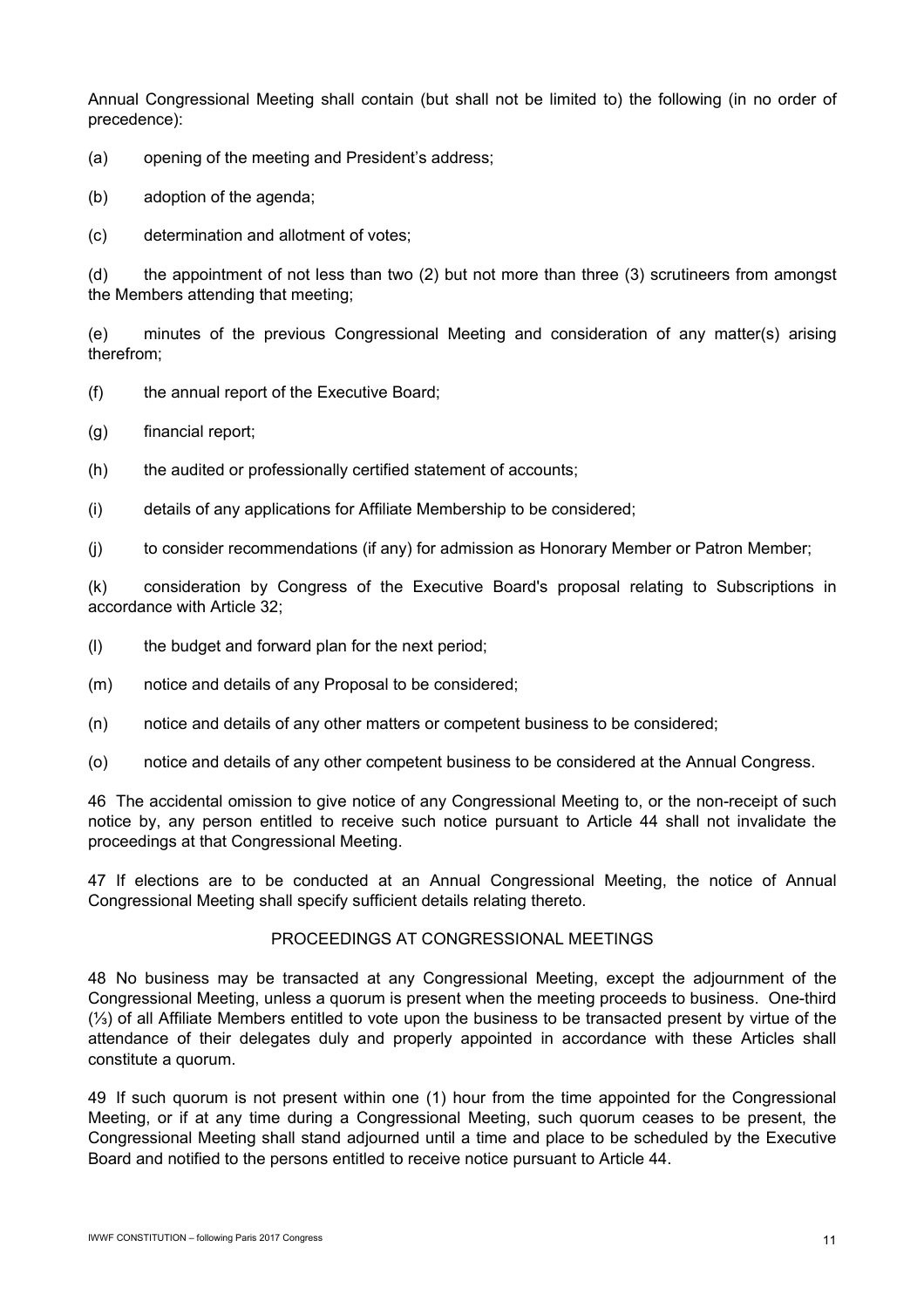Annual Congressional Meeting shall contain (but shall not be limited to) the following (in no order of precedence):

(a) opening of the meeting and President's address;

(b) adoption of the agenda;

(c) determination and allotment of votes;

(d) the appointment of not less than two (2) but not more than three (3) scrutineers from amongst the Members attending that meeting;

(e) minutes of the previous Congressional Meeting and consideration of any matter(s) arising therefrom;

(f) the annual report of the Executive Board;

(g) financial report;

(h) the audited or professionally certified statement of accounts;

(i) details of any applications for Affiliate Membership to be considered;

(j) to consider recommendations (if any) for admission as Honorary Member or Patron Member;

(k) consideration by Congress of the Executive Board's proposal relating to Subscriptions in accordance with Article 32;

(l) the budget and forward plan for the next period;

(m) notice and details of any Proposal to be considered;

(n) notice and details of any other matters or competent business to be considered;

(o) notice and details of any other competent business to be considered at the Annual Congress.

46 The accidental omission to give notice of any Congressional Meeting to, or the non-receipt of such notice by, any person entitled to receive such notice pursuant to Article 44 shall not invalidate the proceedings at that Congressional Meeting.

47 If elections are to be conducted at an Annual Congressional Meeting, the notice of Annual Congressional Meeting shall specify sufficient details relating thereto.

## PROCEEDINGS AT CONGRESSIONAL MEETINGS

48 No business may be transacted at any Congressional Meeting, except the adjournment of the Congressional Meeting, unless a quorum is present when the meeting proceeds to business. One-third (⅓) of all Affiliate Members entitled to vote upon the business to be transacted present by virtue of the attendance of their delegates duly and properly appointed in accordance with these Articles shall constitute a quorum.

49 If such quorum is not present within one (1) hour from the time appointed for the Congressional Meeting, or if at any time during a Congressional Meeting, such quorum ceases to be present, the Congressional Meeting shall stand adjourned until a time and place to be scheduled by the Executive Board and notified to the persons entitled to receive notice pursuant to Article 44.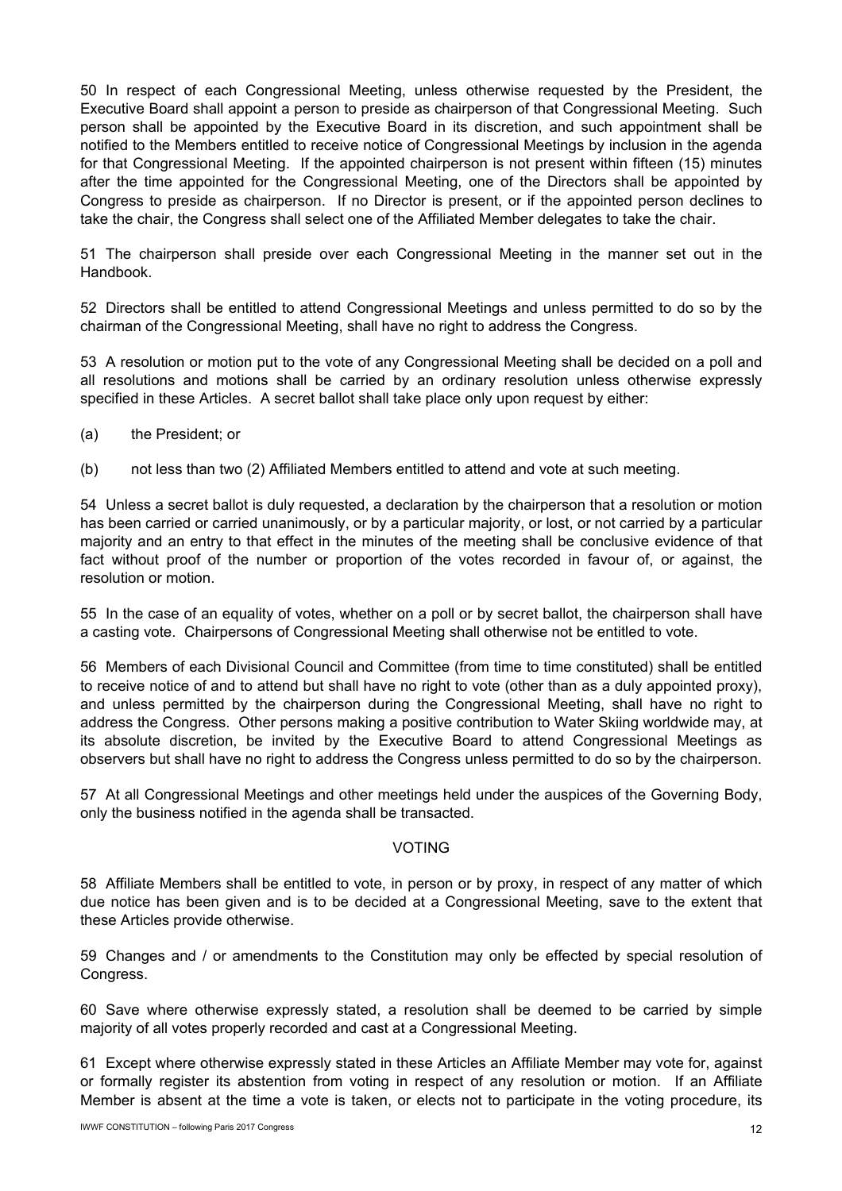50 In respect of each Congressional Meeting, unless otherwise requested by the President, the Executive Board shall appoint a person to preside as chairperson of that Congressional Meeting. Such person shall be appointed by the Executive Board in its discretion, and such appointment shall be notified to the Members entitled to receive notice of Congressional Meetings by inclusion in the agenda for that Congressional Meeting. If the appointed chairperson is not present within fifteen (15) minutes after the time appointed for the Congressional Meeting, one of the Directors shall be appointed by Congress to preside as chairperson. If no Director is present, or if the appointed person declines to take the chair, the Congress shall select one of the Affiliated Member delegates to take the chair.

51 The chairperson shall preside over each Congressional Meeting in the manner set out in the Handbook.

52 Directors shall be entitled to attend Congressional Meetings and unless permitted to do so by the chairman of the Congressional Meeting, shall have no right to address the Congress.

53 A resolution or motion put to the vote of any Congressional Meeting shall be decided on a poll and all resolutions and motions shall be carried by an ordinary resolution unless otherwise expressly specified in these Articles. A secret ballot shall take place only upon request by either:

(a) the President; or

(b) not less than two (2) Affiliated Members entitled to attend and vote at such meeting.

54 Unless a secret ballot is duly requested, a declaration by the chairperson that a resolution or motion has been carried or carried unanimously, or by a particular majority, or lost, or not carried by a particular majority and an entry to that effect in the minutes of the meeting shall be conclusive evidence of that fact without proof of the number or proportion of the votes recorded in favour of, or against, the resolution or motion.

55 In the case of an equality of votes, whether on a poll or by secret ballot, the chairperson shall have a casting vote. Chairpersons of Congressional Meeting shall otherwise not be entitled to vote.

56 Members of each Divisional Council and Committee (from time to time constituted) shall be entitled to receive notice of and to attend but shall have no right to vote (other than as a duly appointed proxy), and unless permitted by the chairperson during the Congressional Meeting, shall have no right to address the Congress. Other persons making a positive contribution to Water Skiing worldwide may, at its absolute discretion, be invited by the Executive Board to attend Congressional Meetings as observers but shall have no right to address the Congress unless permitted to do so by the chairperson.

57 At all Congressional Meetings and other meetings held under the auspices of the Governing Body, only the business notified in the agenda shall be transacted.

## VOTING

58 Affiliate Members shall be entitled to vote, in person or by proxy, in respect of any matter of which due notice has been given and is to be decided at a Congressional Meeting, save to the extent that these Articles provide otherwise.

59 Changes and / or amendments to the Constitution may only be effected by special resolution of Congress.

60 Save where otherwise expressly stated, a resolution shall be deemed to be carried by simple majority of all votes properly recorded and cast at a Congressional Meeting.

61 Except where otherwise expressly stated in these Articles an Affiliate Member may vote for, against or formally register its abstention from voting in respect of any resolution or motion. If an Affiliate Member is absent at the time a vote is taken, or elects not to participate in the voting procedure, its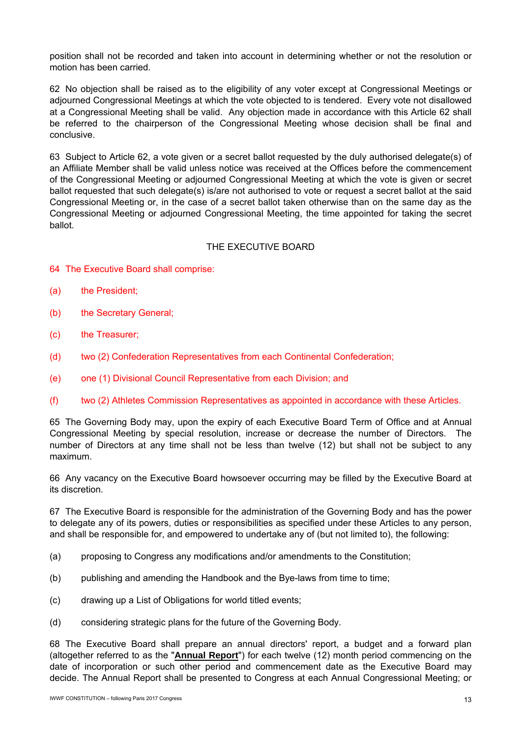position shall not be recorded and taken into account in determining whether or not the resolution or motion has been carried.

62 No objection shall be raised as to the eligibility of any voter except at Congressional Meetings or adjourned Congressional Meetings at which the vote objected to is tendered. Every vote not disallowed at a Congressional Meeting shall be valid. Any objection made in accordance with this Article 62 shall be referred to the chairperson of the Congressional Meeting whose decision shall be final and conclusive.

63 Subject to Article 62, a vote given or a secret ballot requested by the duly authorised delegate(s) of an Affiliate Member shall be valid unless notice was received at the Offices before the commencement of the Congressional Meeting or adjourned Congressional Meeting at which the vote is given or secret ballot requested that such delegate(s) is/are not authorised to vote or request a secret ballot at the said Congressional Meeting or, in the case of a secret ballot taken otherwise than on the same day as the Congressional Meeting or adjourned Congressional Meeting, the time appointed for taking the secret ballot.

## THE EXECUTIVE BOARD

64 The Executive Board shall comprise:

(a) the President;

(b) the Secretary General;

(c) the Treasurer;

(d) two (2) Confederation Representatives from each Continental Confederation;

(e) one (1) Divisional Council Representative from each Division; and

(f) two (2) Athletes Commission Representatives as appointed in accordance with these Articles.

65 The Governing Body may, upon the expiry of each Executive Board Term of Office and at Annual Congressional Meeting by special resolution, increase or decrease the number of Directors. The number of Directors at any time shall not be less than twelve (12) but shall not be subject to any maximum.

66 Any vacancy on the Executive Board howsoever occurring may be filled by the Executive Board at its discretion.

67 The Executive Board is responsible for the administration of the Governing Body and has the power to delegate any of its powers, duties or responsibilities as specified under these Articles to any person, and shall be responsible for, and empowered to undertake any of (but not limited to), the following:

(a) proposing to Congress any modifications and/or amendments to the Constitution;

(b) publishing and amending the Handbook and the Bye-laws from time to time;

(c) drawing up a List of Obligations for world titled events;

(d) considering strategic plans for the future of the Governing Body.

68 The Executive Board shall prepare an annual directors' report, a budget and a forward plan (altogether referred to as the "**Annual Report**") for each twelve (12) month period commencing on the date of incorporation or such other period and commencement date as the Executive Board may decide. The Annual Report shall be presented to Congress at each Annual Congressional Meeting; or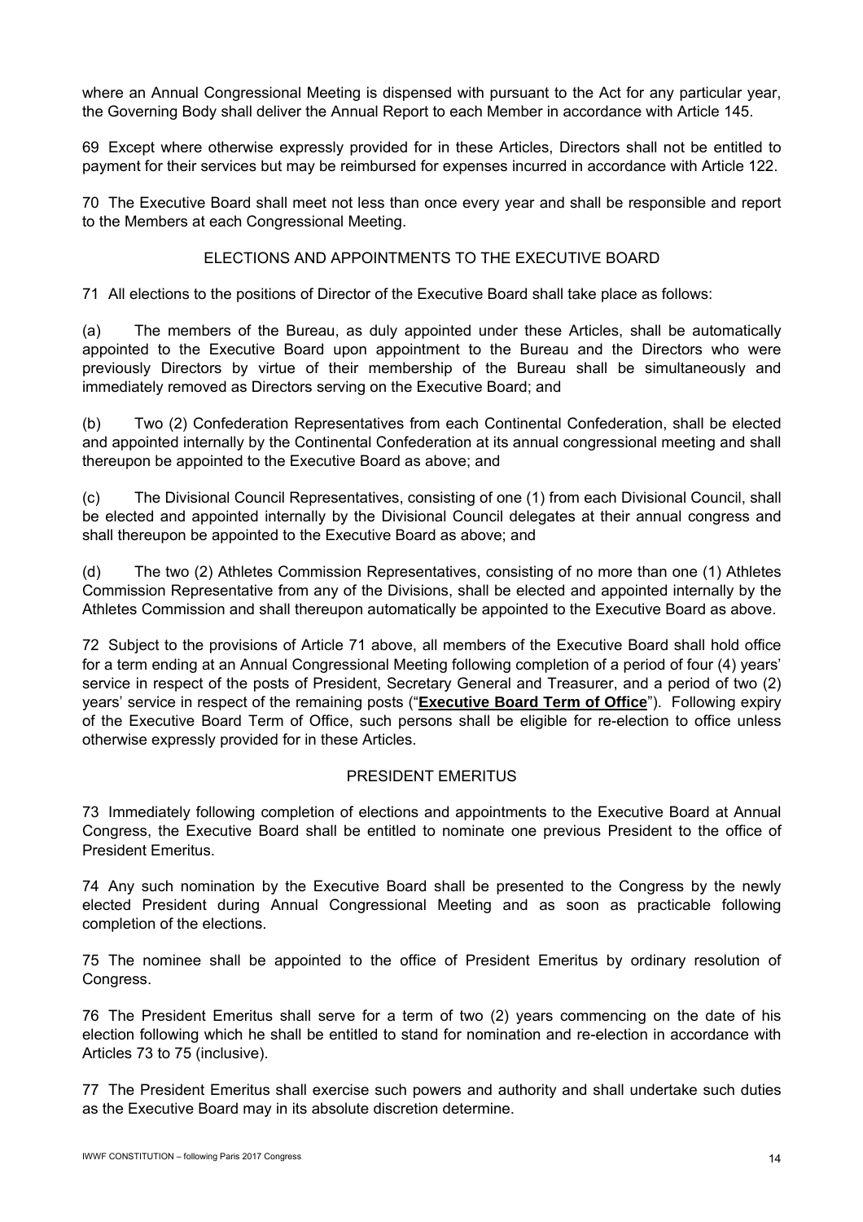where an Annual Congressional Meeting is dispensed with pursuant to the Act for any particular year, the Governing Body shall deliver the Annual Report to each Member in accordance with Article 145.

69 Except where otherwise expressly provided for in these Articles, Directors shall not be entitled to payment for their services but may be reimbursed for expenses incurred in accordance with Article 122.

70 The Executive Board shall meet not less than once every year and shall be responsible and report to the Members at each Congressional Meeting.

## ELECTIONS AND APPOINTMENTS TO THE EXECUTIVE BOARD

71 All elections to the positions of Director of the Executive Board shall take place as follows:

(a) The members of the Bureau, as duly appointed under these Articles, shall be automatically appointed to the Executive Board upon appointment to the Bureau and the Directors who were previously Directors by virtue of their membership of the Bureau shall be simultaneously and immediately removed as Directors serving on the Executive Board; and

(b) Two (2) Confederation Representatives from each Continental Confederation, shall be elected and appointed internally by the Continental Confederation at its annual congressional meeting and shall thereupon be appointed to the Executive Board as above; and

(c) The Divisional Council Representatives, consisting of one (1) from each Divisional Council, shall be elected and appointed internally by the Divisional Council delegates at their annual congress and shall thereupon be appointed to the Executive Board as above; and

(d) The two (2) Athletes Commission Representatives, consisting of no more than one (1) Athletes Commission Representative from any of the Divisions, shall be elected and appointed internally by the Athletes Commission and shall thereupon automatically be appointed to the Executive Board as above.

72 Subject to the provisions of Article 71 above, all members of the Executive Board shall hold office for a term ending at an Annual Congressional Meeting following completion of a period of four (4) years' service in respect of the posts of President, Secretary General and Treasurer, and a period of two (2) years' service in respect of the remaining posts ("**Executive Board Term of Office**"). Following expiry of the Executive Board Term of Office, such persons shall be eligible for re-election to office unless otherwise expressly provided for in these Articles.

## PRESIDENT EMERITUS

73 Immediately following completion of elections and appointments to the Executive Board at Annual Congress, the Executive Board shall be entitled to nominate one previous President to the office of President Emeritus.

74 Any such nomination by the Executive Board shall be presented to the Congress by the newly elected President during Annual Congressional Meeting and as soon as practicable following completion of the elections.

75 The nominee shall be appointed to the office of President Emeritus by ordinary resolution of Congress.

76 The President Emeritus shall serve for a term of two (2) years commencing on the date of his election following which he shall be entitled to stand for nomination and re-election in accordance with Articles 73 to 75 (inclusive).

77 The President Emeritus shall exercise such powers and authority and shall undertake such duties as the Executive Board may in its absolute discretion determine.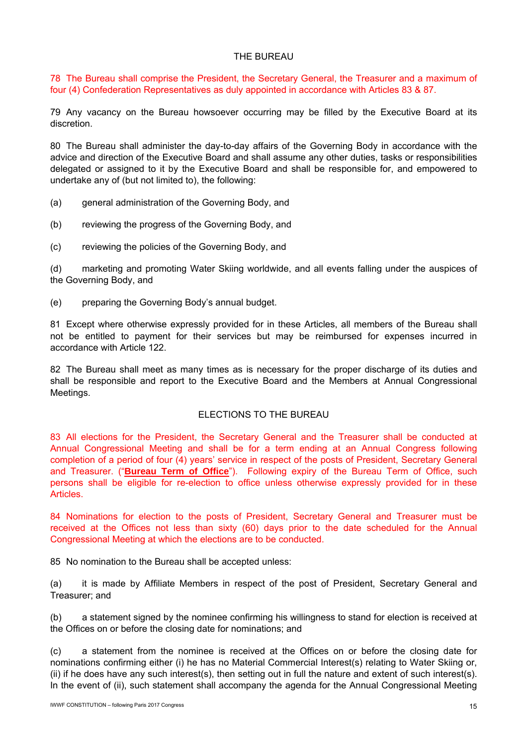## THE BUREAU

78 The Bureau shall comprise the President, the Secretary General, the Treasurer and a maximum of four (4) Confederation Representatives as duly appointed in accordance with Articles 83 & 87.

79 Any vacancy on the Bureau howsoever occurring may be filled by the Executive Board at its discretion.

80 The Bureau shall administer the day-to-day affairs of the Governing Body in accordance with the advice and direction of the Executive Board and shall assume any other duties, tasks or responsibilities delegated or assigned to it by the Executive Board and shall be responsible for, and empowered to undertake any of (but not limited to), the following:

(a) general administration of the Governing Body, and

(b) reviewing the progress of the Governing Body, and

(c) reviewing the policies of the Governing Body, and

(d) marketing and promoting Water Skiing worldwide, and all events falling under the auspices of the Governing Body, and

(e) preparing the Governing Body's annual budget.

81 Except where otherwise expressly provided for in these Articles, all members of the Bureau shall not be entitled to payment for their services but may be reimbursed for expenses incurred in accordance with Article 122.

82 The Bureau shall meet as many times as is necessary for the proper discharge of its duties and shall be responsible and report to the Executive Board and the Members at Annual Congressional Meetings.

## ELECTIONS TO THE BUREAU

83 All elections for the President, the Secretary General and the Treasurer shall be conducted at Annual Congressional Meeting and shall be for a term ending at an Annual Congress following completion of a period of four (4) years' service in respect of the posts of President, Secretary General and Treasurer. ("**Bureau Term of Office**"). Following expiry of the Bureau Term of Office, such persons shall be eligible for re-election to office unless otherwise expressly provided for in these Articles.

84 Nominations for election to the posts of President, Secretary General and Treasurer must be received at the Offices not less than sixty (60) days prior to the date scheduled for the Annual Congressional Meeting at which the elections are to be conducted.

85 No nomination to the Bureau shall be accepted unless:

(a) it is made by Affiliate Members in respect of the post of President, Secretary General and Treasurer; and

(b) a statement signed by the nominee confirming his willingness to stand for election is received at the Offices on or before the closing date for nominations; and

(c) a statement from the nominee is received at the Offices on or before the closing date for nominations confirming either (i) he has no Material Commercial Interest(s) relating to Water Skiing or, (ii) if he does have any such interest(s), then setting out in full the nature and extent of such interest(s). In the event of (ii), such statement shall accompany the agenda for the Annual Congressional Meeting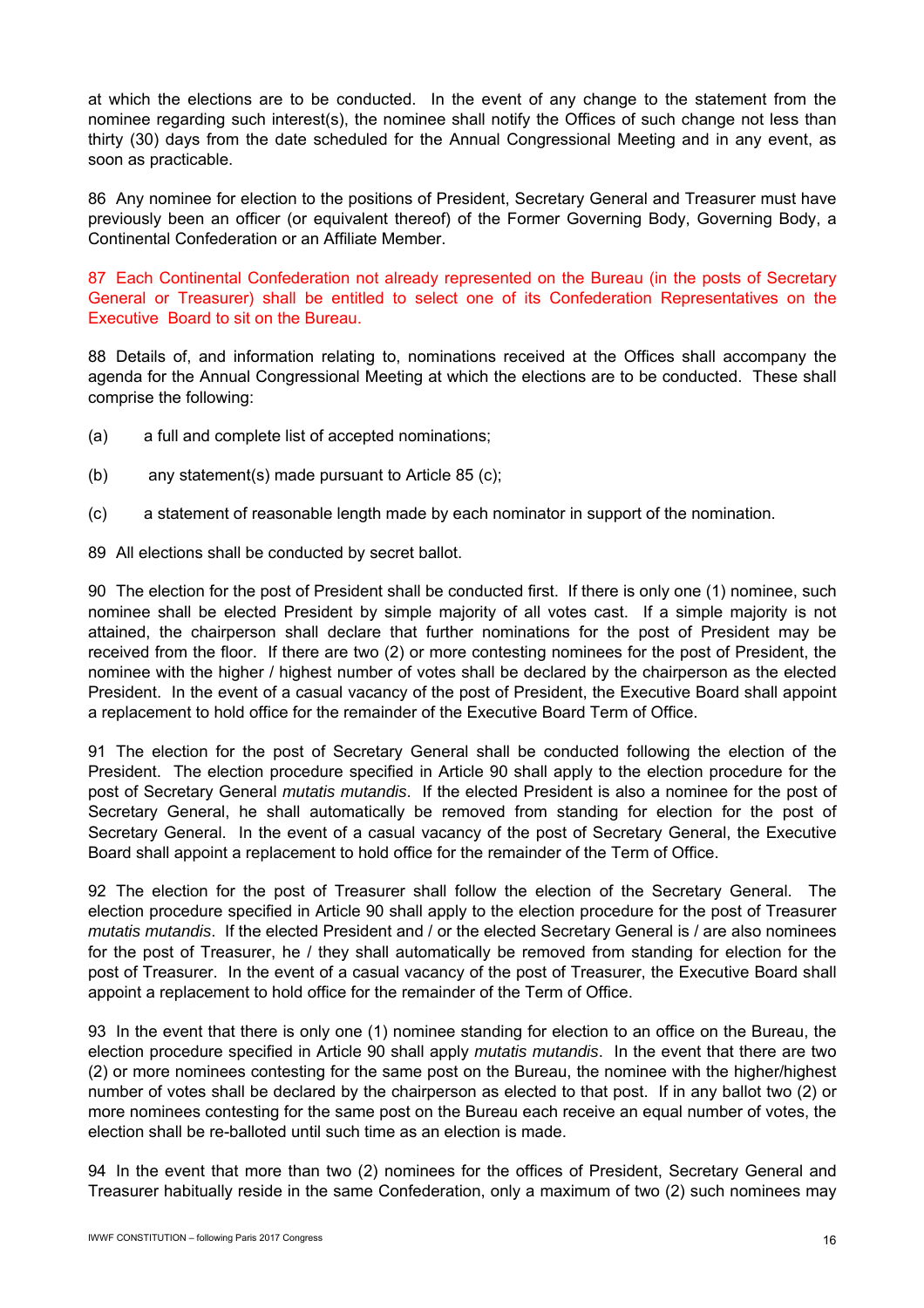at which the elections are to be conducted. In the event of any change to the statement from the nominee regarding such interest(s), the nominee shall notify the Offices of such change not less than thirty (30) days from the date scheduled for the Annual Congressional Meeting and in any event, as soon as practicable.

86 Any nominee for election to the positions of President, Secretary General and Treasurer must have previously been an officer (or equivalent thereof) of the Former Governing Body, Governing Body, a Continental Confederation or an Affiliate Member.

87 Each Continental Confederation not already represented on the Bureau (in the posts of Secretary General or Treasurer) shall be entitled to select one of its Confederation Representatives on the Executive Board to sit on the Bureau.

88 Details of, and information relating to, nominations received at the Offices shall accompany the agenda for the Annual Congressional Meeting at which the elections are to be conducted. These shall comprise the following:

(a) a full and complete list of accepted nominations;

(b) any statement(s) made pursuant to Article 85 (c);

(c) a statement of reasonable length made by each nominator in support of the nomination.

89 All elections shall be conducted by secret ballot.

90 The election for the post of President shall be conducted first. If there is only one (1) nominee, such nominee shall be elected President by simple majority of all votes cast. If a simple majority is not attained, the chairperson shall declare that further nominations for the post of President may be received from the floor. If there are two (2) or more contesting nominees for the post of President, the nominee with the higher / highest number of votes shall be declared by the chairperson as the elected President. In the event of a casual vacancy of the post of President, the Executive Board shall appoint a replacement to hold office for the remainder of the Executive Board Term of Office.

91 The election for the post of Secretary General shall be conducted following the election of the President. The election procedure specified in Article 90 shall apply to the election procedure for the post of Secretary General *mutatis mutandis*. If the elected President is also a nominee for the post of Secretary General, he shall automatically be removed from standing for election for the post of Secretary General. In the event of a casual vacancy of the post of Secretary General, the Executive Board shall appoint a replacement to hold office for the remainder of the Term of Office.

92 The election for the post of Treasurer shall follow the election of the Secretary General. The election procedure specified in Article 90 shall apply to the election procedure for the post of Treasurer *mutatis mutandis*. If the elected President and / or the elected Secretary General is / are also nominees for the post of Treasurer, he / they shall automatically be removed from standing for election for the post of Treasurer. In the event of a casual vacancy of the post of Treasurer, the Executive Board shall appoint a replacement to hold office for the remainder of the Term of Office.

93 In the event that there is only one (1) nominee standing for election to an office on the Bureau, the election procedure specified in Article 90 shall apply *mutatis mutandis*. In the event that there are two (2) or more nominees contesting for the same post on the Bureau, the nominee with the higher/highest number of votes shall be declared by the chairperson as elected to that post. If in any ballot two (2) or more nominees contesting for the same post on the Bureau each receive an equal number of votes, the election shall be re-balloted until such time as an election is made.

94 In the event that more than two (2) nominees for the offices of President, Secretary General and Treasurer habitually reside in the same Confederation, only a maximum of two (2) such nominees may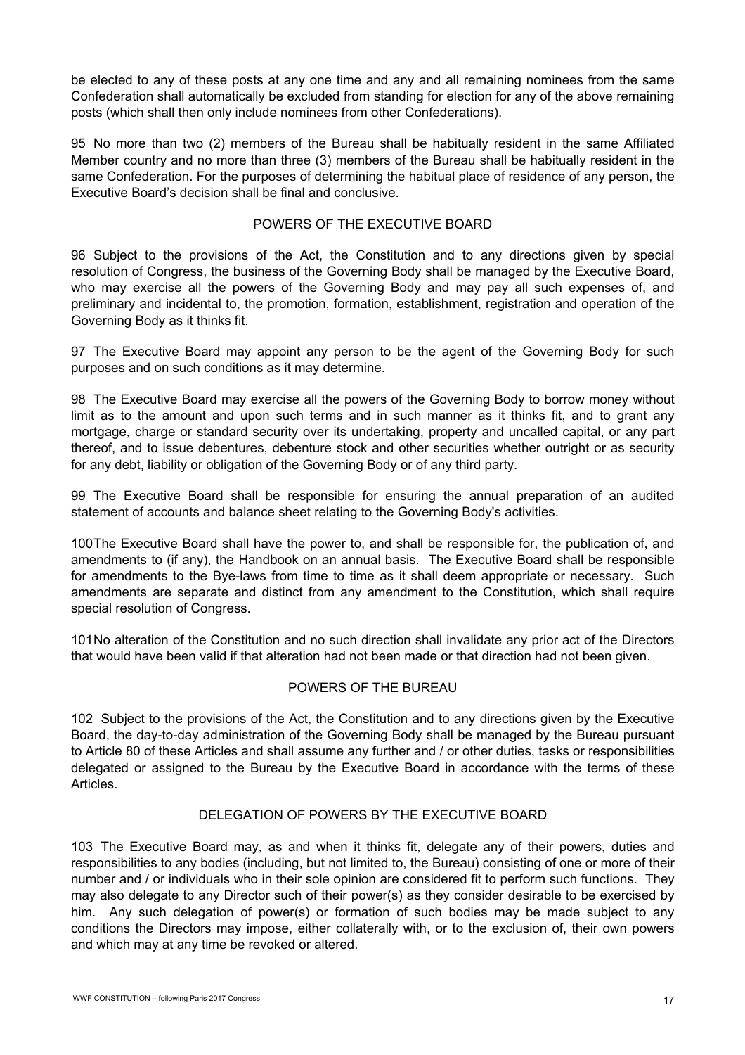be elected to any of these posts at any one time and any and all remaining nominees from the same Confederation shall automatically be excluded from standing for election for any of the above remaining posts (which shall then only include nominees from other Confederations).

95 No more than two (2) members of the Bureau shall be habitually resident in the same Affiliated Member country and no more than three (3) members of the Bureau shall be habitually resident in the same Confederation. For the purposes of determining the habitual place of residence of any person, the Executive Board's decision shall be final and conclusive.

## POWERS OF THE EXECUTIVE BOARD

96 Subject to the provisions of the Act, the Constitution and to any directions given by special resolution of Congress, the business of the Governing Body shall be managed by the Executive Board, who may exercise all the powers of the Governing Body and may pay all such expenses of, and preliminary and incidental to, the promotion, formation, establishment, registration and operation of the Governing Body as it thinks fit.

97 The Executive Board may appoint any person to be the agent of the Governing Body for such purposes and on such conditions as it may determine.

98 The Executive Board may exercise all the powers of the Governing Body to borrow money without limit as to the amount and upon such terms and in such manner as it thinks fit, and to grant any mortgage, charge or standard security over its undertaking, property and uncalled capital, or any part thereof, and to issue debentures, debenture stock and other securities whether outright or as security for any debt, liability or obligation of the Governing Body or of any third party.

99 The Executive Board shall be responsible for ensuring the annual preparation of an audited statement of accounts and balance sheet relating to the Governing Body's activities.

100 The Executive Board shall have the power to, and shall be responsible for, the publication of, and amendments to (if any), the Handbook on an annual basis. The Executive Board shall be responsible for amendments to the Bye-laws from time to time as it shall deem appropriate or necessary. Such amendments are separate and distinct from any amendment to the Constitution, which shall require special resolution of Congress.

101 No alteration of the Constitution and no such direction shall invalidate any prior act of the Directors that would have been valid if that alteration had not been made or that direction had not been given.

## POWERS OF THE BUREAU

102 Subject to the provisions of the Act, the Constitution and to any directions given by the Executive Board, the day-to-day administration of the Governing Body shall be managed by the Bureau pursuant to Article 80 of these Articles and shall assume any further and / or other duties, tasks or responsibilities delegated or assigned to the Bureau by the Executive Board in accordance with the terms of these Articles.

## DELEGATION OF POWERS BY THE EXECUTIVE BOARD

103 The Executive Board may, as and when it thinks fit, delegate any of their powers, duties and responsibilities to any bodies (including, but not limited to, the Bureau) consisting of one or more of their number and / or individuals who in their sole opinion are considered fit to perform such functions. They may also delegate to any Director such of their power(s) as they consider desirable to be exercised by him. Any such delegation of power(s) or formation of such bodies may be made subject to any conditions the Directors may impose, either collaterally with, or to the exclusion of, their own powers and which may at any time be revoked or altered.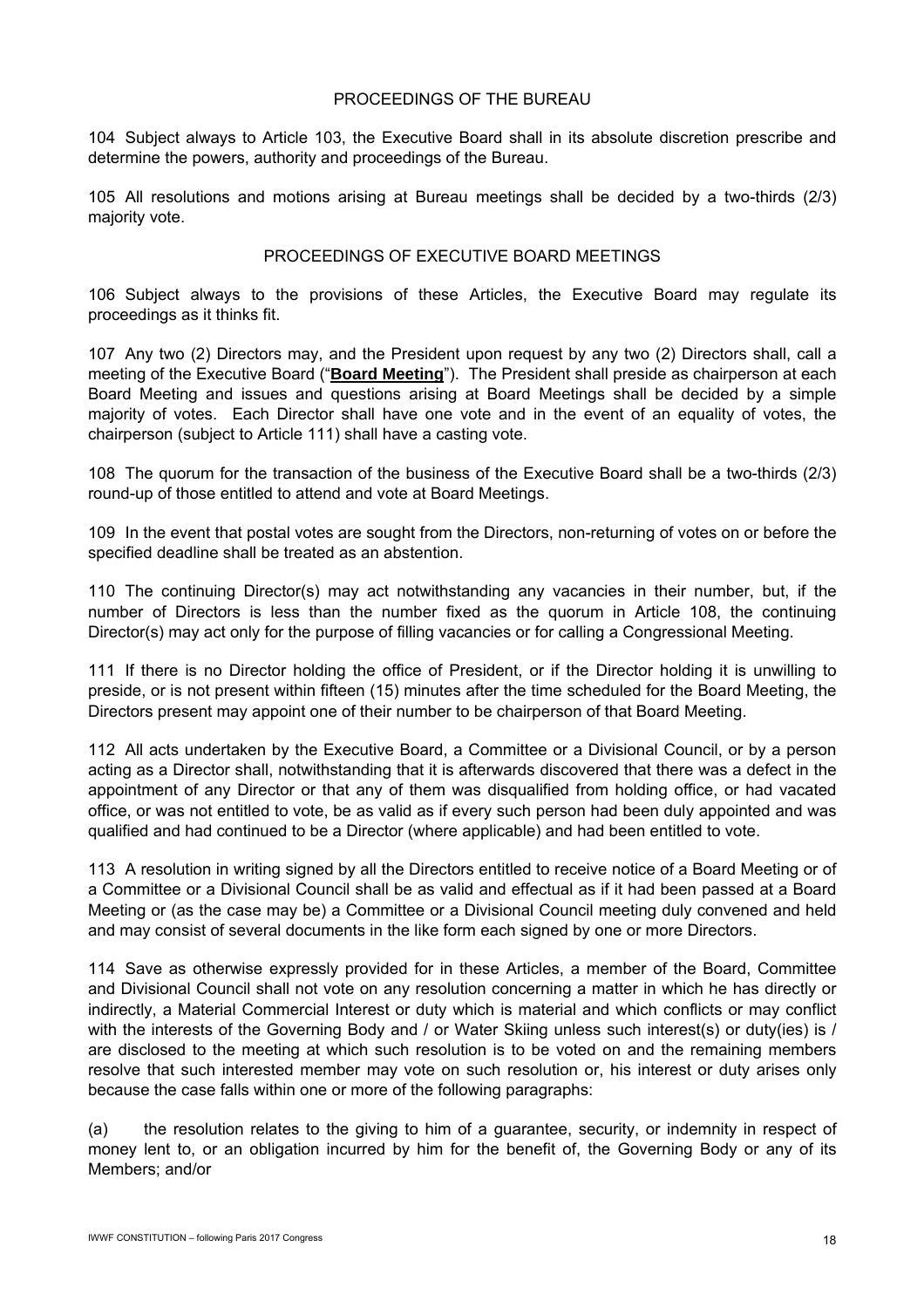## PROCEEDINGS OF THE BUREAU

104 Subject always to Article 103, the Executive Board shall in its absolute discretion prescribe and determine the powers, authority and proceedings of the Bureau.

105 All resolutions and motions arising at Bureau meetings shall be decided by a two-thirds (2/3) majority vote.

## PROCEEDINGS OF EXECUTIVE BOARD MEETINGS

106 Subject always to the provisions of these Articles, the Executive Board may regulate its proceedings as it thinks fit.

107 Any two (2) Directors may, and the President upon request by any two (2) Directors shall, call a meeting of the Executive Board ("**Board Meeting**"). The President shall preside as chairperson at each Board Meeting and issues and questions arising at Board Meetings shall be decided by a simple majority of votes. Each Director shall have one vote and in the event of an equality of votes, the chairperson (subject to Article 111) shall have a casting vote.

108 The quorum for the transaction of the business of the Executive Board shall be a two-thirds (2/3) round-up of those entitled to attend and vote at Board Meetings.

109 In the event that postal votes are sought from the Directors, non-returning of votes on or before the specified deadline shall be treated as an abstention.

110 The continuing Director(s) may act notwithstanding any vacancies in their number, but, if the number of Directors is less than the number fixed as the quorum in Article 108, the continuing Director(s) may act only for the purpose of filling vacancies or for calling a Congressional Meeting.

111 If there is no Director holding the office of President, or if the Director holding it is unwilling to preside, or is not present within fifteen (15) minutes after the time scheduled for the Board Meeting, the Directors present may appoint one of their number to be chairperson of that Board Meeting.

112 All acts undertaken by the Executive Board, a Committee or a Divisional Council, or by a person acting as a Director shall, notwithstanding that it is afterwards discovered that there was a defect in the appointment of any Director or that any of them was disqualified from holding office, or had vacated office, or was not entitled to vote, be as valid as if every such person had been duly appointed and was qualified and had continued to be a Director (where applicable) and had been entitled to vote.

113 A resolution in writing signed by all the Directors entitled to receive notice of a Board Meeting or of a Committee or a Divisional Council shall be as valid and effectual as if it had been passed at a Board Meeting or (as the case may be) a Committee or a Divisional Council meeting duly convened and held and may consist of several documents in the like form each signed by one or more Directors.

114 Save as otherwise expressly provided for in these Articles, a member of the Board, Committee and Divisional Council shall not vote on any resolution concerning a matter in which he has directly or indirectly, a Material Commercial Interest or duty which is material and which conflicts or may conflict with the interests of the Governing Body and / or Water Skiing unless such interest(s) or duty(ies) is / are disclosed to the meeting at which such resolution is to be voted on and the remaining members resolve that such interested member may vote on such resolution or, his interest or duty arises only because the case falls within one or more of the following paragraphs:

(a) the resolution relates to the giving to him of a guarantee, security, or indemnity in respect of money lent to, or an obligation incurred by him for the benefit of, the Governing Body or any of its Members; and/or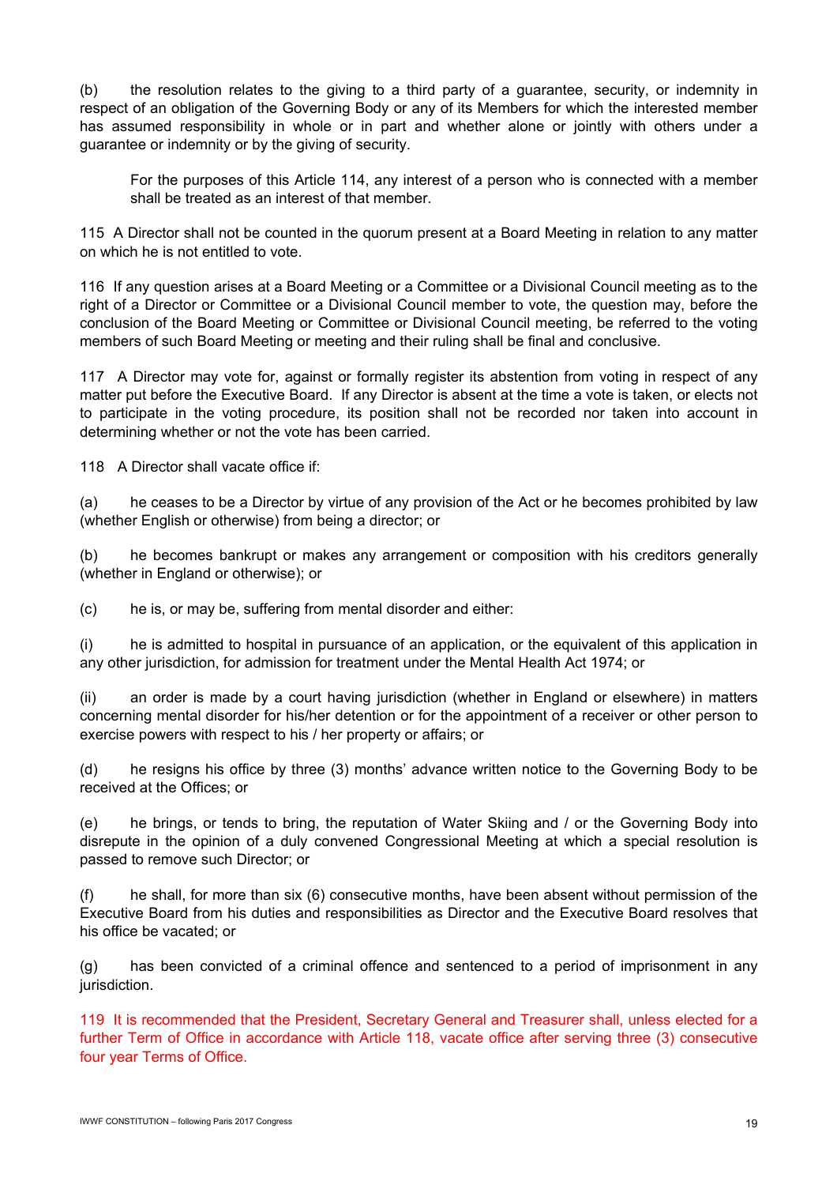(b) the resolution relates to the giving to a third party of a guarantee, security, or indemnity in respect of an obligation of the Governing Body or any of its Members for which the interested member has assumed responsibility in whole or in part and whether alone or jointly with others under a guarantee or indemnity or by the giving of security.

For the purposes of this Article 114, any interest of a person who is connected with a member shall be treated as an interest of that member.

115 A Director shall not be counted in the quorum present at a Board Meeting in relation to any matter on which he is not entitled to vote.

116 If any question arises at a Board Meeting or a Committee or a Divisional Council meeting as to the right of a Director or Committee or a Divisional Council member to vote, the question may, before the conclusion of the Board Meeting or Committee or Divisional Council meeting, be referred to the voting members of such Board Meeting or meeting and their ruling shall be final and conclusive.

117 A Director may vote for, against or formally register its abstention from voting in respect of any matter put before the Executive Board. If any Director is absent at the time a vote is taken, or elects not to participate in the voting procedure, its position shall not be recorded nor taken into account in determining whether or not the vote has been carried.

118 A Director shall vacate office if:

(a) he ceases to be a Director by virtue of any provision of the Act or he becomes prohibited by law (whether English or otherwise) from being a director; or

(b) he becomes bankrupt or makes any arrangement or composition with his creditors generally (whether in England or otherwise); or

(c) he is, or may be, suffering from mental disorder and either:

(i) he is admitted to hospital in pursuance of an application, or the equivalent of this application in any other jurisdiction, for admission for treatment under the Mental Health Act 1974; or

(ii) an order is made by a court having jurisdiction (whether in England or elsewhere) in matters concerning mental disorder for his/her detention or for the appointment of a receiver or other person to exercise powers with respect to his / her property or affairs; or

(d) he resigns his office by three (3) months' advance written notice to the Governing Body to be received at the Offices; or

(e) he brings, or tends to bring, the reputation of Water Skiing and / or the Governing Body into disrepute in the opinion of a duly convened Congressional Meeting at which a special resolution is passed to remove such Director; or

(f) he shall, for more than six (6) consecutive months, have been absent without permission of the Executive Board from his duties and responsibilities as Director and the Executive Board resolves that his office be vacated; or

(g) has been convicted of a criminal offence and sentenced to a period of imprisonment in any jurisdiction.

119 It is recommended that the President, Secretary General and Treasurer shall, unless elected for a further Term of Office in accordance with Article 118, vacate office after serving three (3) consecutive four year Terms of Office.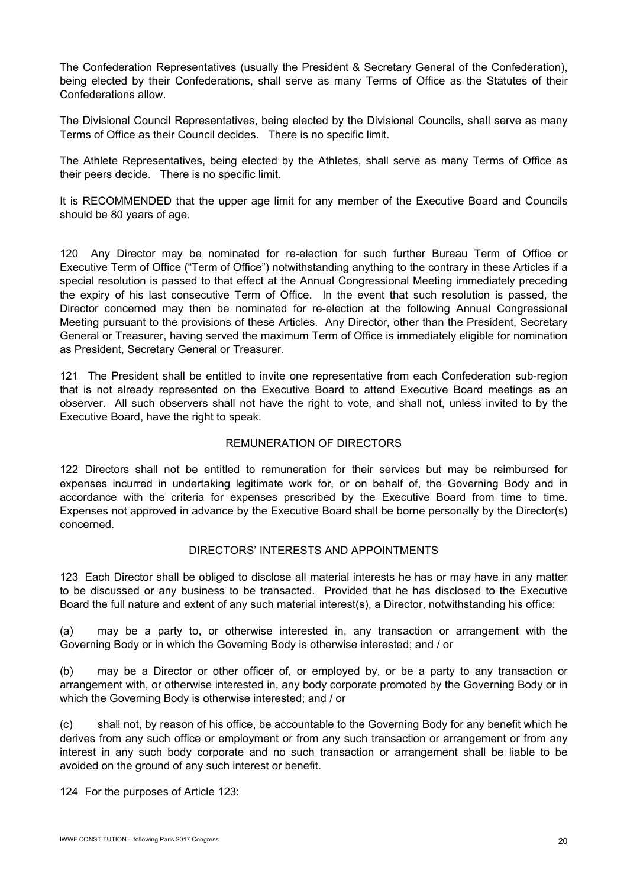The Confederation Representatives (usually the President & Secretary General of the Confederation), being elected by their Confederations, shall serve as many Terms of Office as the Statutes of their Confederations allow.

The Divisional Council Representatives, being elected by the Divisional Councils, shall serve as many Terms of Office as their Council decides. There is no specific limit.

The Athlete Representatives, being elected by the Athletes, shall serve as many Terms of Office as their peers decide. There is no specific limit.

It is RECOMMENDED that the upper age limit for any member of the Executive Board and Councils should be 80 years of age.

120 Any Director may be nominated for re-election for such further Bureau Term of Office or Executive Term of Office ("Term of Office") notwithstanding anything to the contrary in these Articles if a special resolution is passed to that effect at the Annual Congressional Meeting immediately preceding the expiry of his last consecutive Term of Office. In the event that such resolution is passed, the Director concerned may then be nominated for re-election at the following Annual Congressional Meeting pursuant to the provisions of these Articles. Any Director, other than the President, Secretary General or Treasurer, having served the maximum Term of Office is immediately eligible for nomination as President, Secretary General or Treasurer.

121 The President shall be entitled to invite one representative from each Confederation sub-region that is not already represented on the Executive Board to attend Executive Board meetings as an observer. All such observers shall not have the right to vote, and shall not, unless invited to by the Executive Board, have the right to speak.

## REMUNERATION OF DIRECTORS

122 Directors shall not be entitled to remuneration for their services but may be reimbursed for expenses incurred in undertaking legitimate work for, or on behalf of, the Governing Body and in accordance with the criteria for expenses prescribed by the Executive Board from time to time. Expenses not approved in advance by the Executive Board shall be borne personally by the Director(s) concerned.

## DIRECTORS' INTERESTS AND APPOINTMENTS

123 Each Director shall be obliged to disclose all material interests he has or may have in any matter to be discussed or any business to be transacted. Provided that he has disclosed to the Executive Board the full nature and extent of any such material interest(s), a Director, notwithstanding his office:

(a) may be a party to, or otherwise interested in, any transaction or arrangement with the Governing Body or in which the Governing Body is otherwise interested; and / or

(b) may be a Director or other officer of, or employed by, or be a party to any transaction or arrangement with, or otherwise interested in, any body corporate promoted by the Governing Body or in which the Governing Body is otherwise interested; and / or

(c) shall not, by reason of his office, be accountable to the Governing Body for any benefit which he derives from any such office or employment or from any such transaction or arrangement or from any interest in any such body corporate and no such transaction or arrangement shall be liable to be avoided on the ground of any such interest or benefit.

124 For the purposes of Article 123: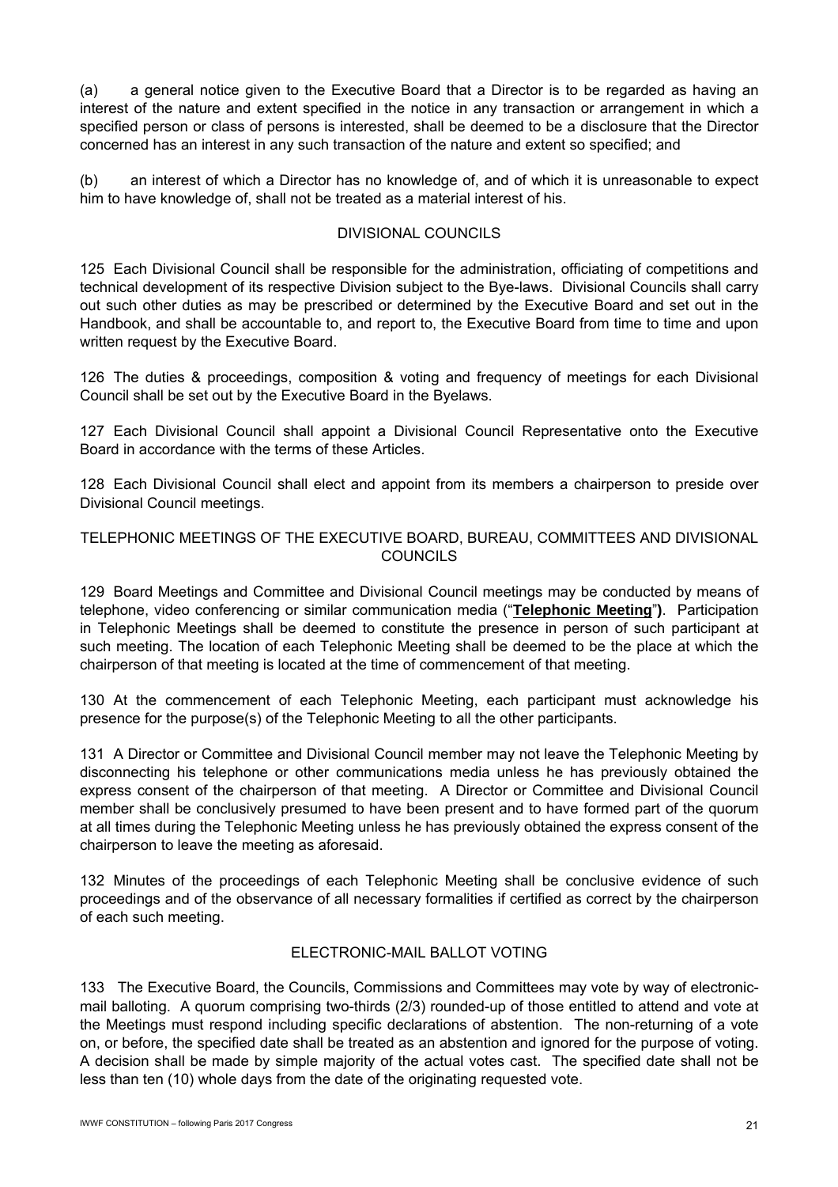(a) a general notice given to the Executive Board that a Director is to be regarded as having an interest of the nature and extent specified in the notice in any transaction or arrangement in which a specified person or class of persons is interested, shall be deemed to be a disclosure that the Director concerned has an interest in any such transaction of the nature and extent so specified; and

(b) an interest of which a Director has no knowledge of, and of which it is unreasonable to expect him to have knowledge of, shall not be treated as a material interest of his.

## DIVISIONAL COUNCILS

125 Each Divisional Council shall be responsible for the administration, officiating of competitions and technical development of its respective Division subject to the Bye-laws. Divisional Councils shall carry out such other duties as may be prescribed or determined by the Executive Board and set out in the Handbook, and shall be accountable to, and report to, the Executive Board from time to time and upon written request by the Executive Board.

126 The duties & proceedings, composition & voting and frequency of meetings for each Divisional Council shall be set out by the Executive Board in the Byelaws.

127 Each Divisional Council shall appoint a Divisional Council Representative onto the Executive Board in accordance with the terms of these Articles.

128 Each Divisional Council shall elect and appoint from its members a chairperson to preside over Divisional Council meetings.

## TELEPHONIC MEETINGS OF THE EXECUTIVE BOARD, BUREAU, COMMITTEES AND DIVISIONAL COUNCILS

129 Board Meetings and Committee and Divisional Council meetings may be conducted by means of telephone, video conferencing or similar communication media ("**Telephonic Meeting**"**)**. Participation in Telephonic Meetings shall be deemed to constitute the presence in person of such participant at such meeting. The location of each Telephonic Meeting shall be deemed to be the place at which the chairperson of that meeting is located at the time of commencement of that meeting.

130 At the commencement of each Telephonic Meeting, each participant must acknowledge his presence for the purpose(s) of the Telephonic Meeting to all the other participants.

131 A Director or Committee and Divisional Council member may not leave the Telephonic Meeting by disconnecting his telephone or other communications media unless he has previously obtained the express consent of the chairperson of that meeting. A Director or Committee and Divisional Council member shall be conclusively presumed to have been present and to have formed part of the quorum at all times during the Telephonic Meeting unless he has previously obtained the express consent of the chairperson to leave the meeting as aforesaid.

132 Minutes of the proceedings of each Telephonic Meeting shall be conclusive evidence of such proceedings and of the observance of all necessary formalities if certified as correct by the chairperson of each such meeting.

## ELECTRONIC-MAIL BALLOT VOTING

133 The Executive Board, the Councils, Commissions and Committees may vote by way of electronic-mail balloting. A quorum comprising two-thirds (2/3) rounded-up of those entitled to attend and vote at the Meetings must respond including specific declarations of abstention. The non-returning of a vote on, or before, the specified date shall be treated as an abstention and ignored for the purpose of voting. A decision shall be made by simple majority of the actual votes cast. The specified date shall not be less than ten (10) whole days from the date of the originating requested vote.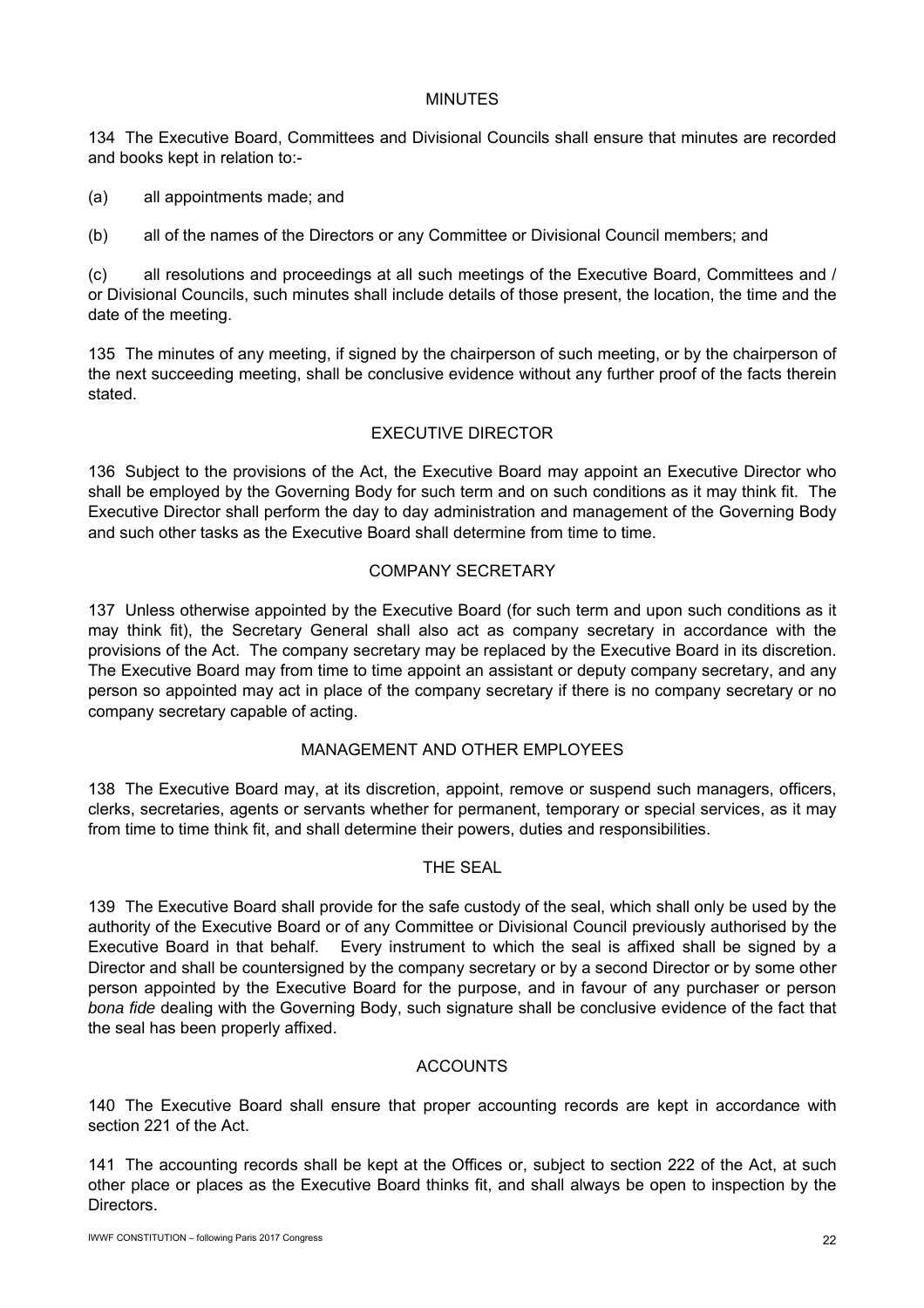## MINUTES

134 The Executive Board, Committees and Divisional Councils shall ensure that minutes are recorded and books kept in relation to:-

(a) all appointments made; and

(b) all of the names of the Directors or any Committee or Divisional Council members; and

(c) all resolutions and proceedings at all such meetings of the Executive Board, Committees and / or Divisional Councils, such minutes shall include details of those present, the location, the time and the date of the meeting.

135 The minutes of any meeting, if signed by the chairperson of such meeting, or by the chairperson of the next succeeding meeting, shall be conclusive evidence without any further proof of the facts therein stated.

## EXECUTIVE DIRECTOR

136 Subject to the provisions of the Act, the Executive Board may appoint an Executive Director who shall be employed by the Governing Body for such term and on such conditions as it may think fit. The Executive Director shall perform the day to day administration and management of the Governing Body and such other tasks as the Executive Board shall determine from time to time.

## COMPANY SECRETARY

137 Unless otherwise appointed by the Executive Board (for such term and upon such conditions as it may think fit), the Secretary General shall also act as company secretary in accordance with the provisions of the Act. The company secretary may be replaced by the Executive Board in its discretion. The Executive Board may from time to time appoint an assistant or deputy company secretary, and any person so appointed may act in place of the company secretary if there is no company secretary or no company secretary capable of acting.

## MANAGEMENT AND OTHER EMPLOYEES

138 The Executive Board may, at its discretion, appoint, remove or suspend such managers, officers, clerks, secretaries, agents or servants whether for permanent, temporary or special services, as it may from time to time think fit, and shall determine their powers, duties and responsibilities.

## THE SEAL

139 The Executive Board shall provide for the safe custody of the seal, which shall only be used by the authority of the Executive Board or of any Committee or Divisional Council previously authorised by the Executive Board in that behalf. Every instrument to which the seal is affixed shall be signed by a Director and shall be countersigned by the company secretary or by a second Director or by some other person appointed by the Executive Board for the purpose, and in favour of any purchaser or person *bona fide* dealing with the Governing Body, such signature shall be conclusive evidence of the fact that the seal has been properly affixed.

## ACCOUNTS

140 The Executive Board shall ensure that proper accounting records are kept in accordance with section 221 of the Act.

141 The accounting records shall be kept at the Offices or, subject to section 222 of the Act, at such other place or places as the Executive Board thinks fit, and shall always be open to inspection by the Directors.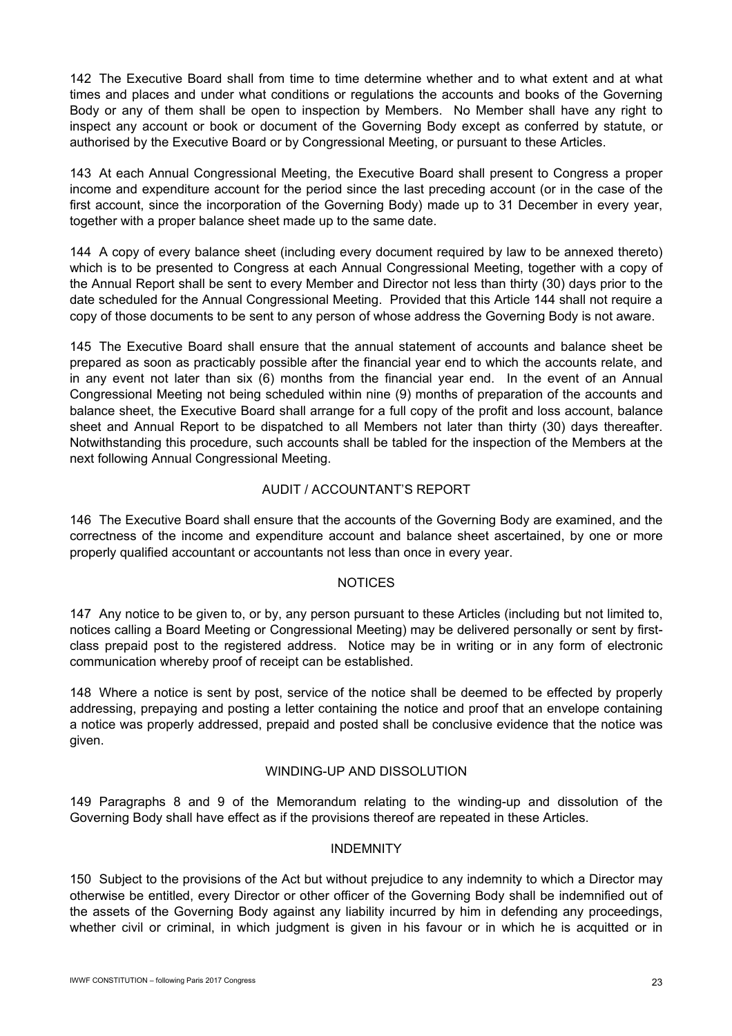142 The Executive Board shall from time to time determine whether and to what extent and at what times and places and under what conditions or regulations the accounts and books of the Governing Body or any of them shall be open to inspection by Members. No Member shall have any right to inspect any account or book or document of the Governing Body except as conferred by statute, or authorised by the Executive Board or by Congressional Meeting, or pursuant to these Articles.

143 At each Annual Congressional Meeting, the Executive Board shall present to Congress a proper income and expenditure account for the period since the last preceding account (or in the case of the first account, since the incorporation of the Governing Body) made up to 31 December in every year, together with a proper balance sheet made up to the same date.

144 A copy of every balance sheet (including every document required by law to be annexed thereto) which is to be presented to Congress at each Annual Congressional Meeting, together with a copy of the Annual Report shall be sent to every Member and Director not less than thirty (30) days prior to the date scheduled for the Annual Congressional Meeting. Provided that this Article 144 shall not require a copy of those documents to be sent to any person of whose address the Governing Body is not aware.

145 The Executive Board shall ensure that the annual statement of accounts and balance sheet be prepared as soon as practicably possible after the financial year end to which the accounts relate, and in any event not later than six (6) months from the financial year end. In the event of an Annual Congressional Meeting not being scheduled within nine (9) months of preparation of the accounts and balance sheet, the Executive Board shall arrange for a full copy of the profit and loss account, balance sheet and Annual Report to be dispatched to all Members not later than thirty (30) days thereafter. Notwithstanding this procedure, such accounts shall be tabled for the inspection of the Members at the next following Annual Congressional Meeting.

## AUDIT / ACCOUNTANT'S REPORT

146 The Executive Board shall ensure that the accounts of the Governing Body are examined, and the correctness of the income and expenditure account and balance sheet ascertained, by one or more properly qualified accountant or accountants not less than once in every year.

## NOTICES

147 Any notice to be given to, or by, any person pursuant to these Articles (including but not limited to, notices calling a Board Meeting or Congressional Meeting) may be delivered personally or sent by first-class prepaid post to the registered address. Notice may be in writing or in any form of electronic communication whereby proof of receipt can be established.

148 Where a notice is sent by post, service of the notice shall be deemed to be effected by properly addressing, prepaying and posting a letter containing the notice and proof that an envelope containing a notice was properly addressed, prepaid and posted shall be conclusive evidence that the notice was given.

## WINDING-UP AND DISSOLUTION

149 Paragraphs 8 and 9 of the Memorandum relating to the winding-up and dissolution of the Governing Body shall have effect as if the provisions thereof are repeated in these Articles.

## INDEMNITY

150 Subject to the provisions of the Act but without prejudice to any indemnity to which a Director may otherwise be entitled, every Director or other officer of the Governing Body shall be indemnified out of the assets of the Governing Body against any liability incurred by him in defending any proceedings, whether civil or criminal, in which judgment is given in his favour or in which he is acquitted or in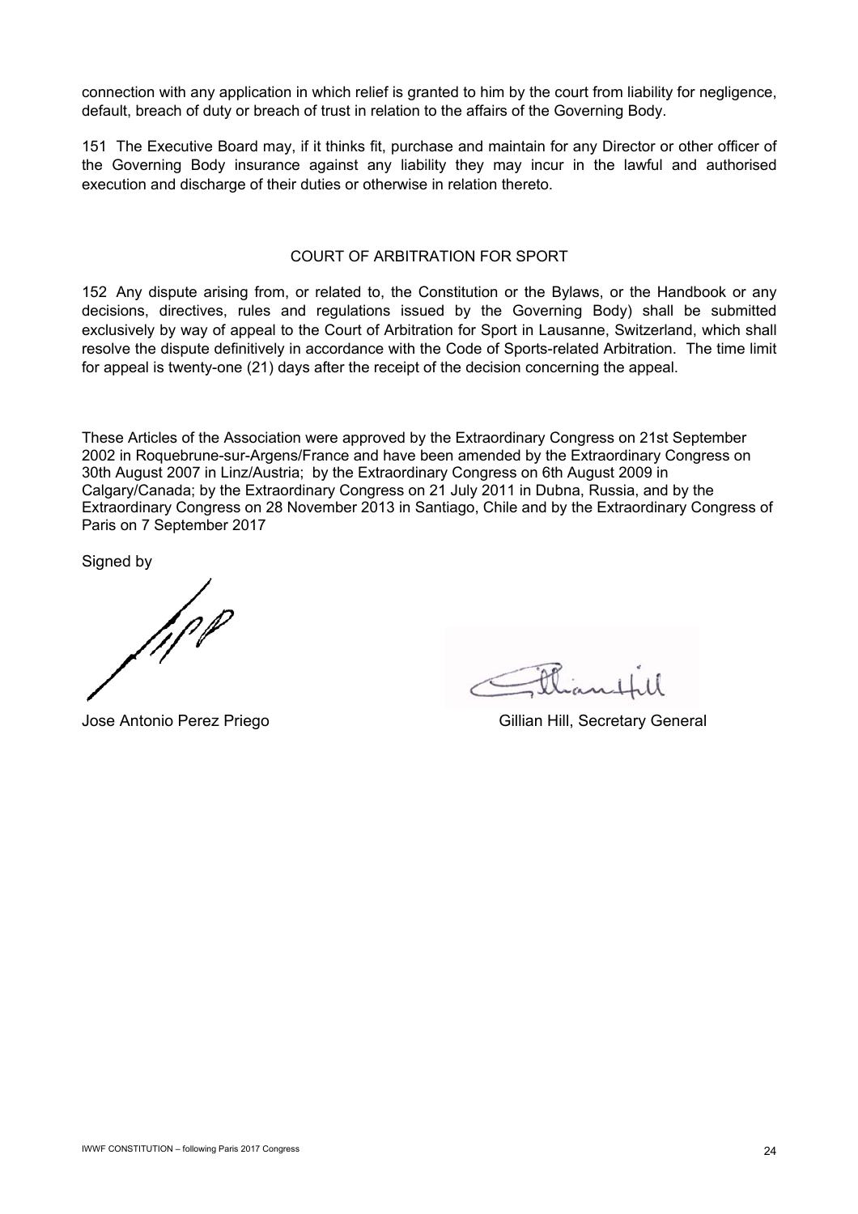connection with any application in which relief is granted to him by the court from liability for negligence, default, breach of duty or breach of trust in relation to the affairs of the Governing Body.

151 The Executive Board may, if it thinks fit, purchase and maintain for any Director or other officer of the Governing Body insurance against any liability they may incur in the lawful and authorised execution and discharge of their duties or otherwise in relation thereto.

## COURT OF ARBITRATION FOR SPORT

152 Any dispute arising from, or related to, the Constitution or the Bylaws, or the Handbook or any decisions, directives, rules and regulations issued by the Governing Body) shall be submitted exclusively by way of appeal to the Court of Arbitration for Sport in Lausanne, Switzerland, which shall resolve the dispute definitively in accordance with the Code of Sports-related Arbitration. The time limit for appeal is twenty-one (21) days after the receipt of the decision concerning the appeal.

These Articles of the Association were approved by the Extraordinary Congress on 21st September 2002 in Roquebrune-sur-Argens/France and have been amended by the Extraordinary Congress on 30th August 2007 in Linz/Austria; by the Extraordinary Congress on 6th August 2009 in Calgary/Canada; by the Extraordinary Congress on 21 July 2011 in Dubna, Russia, and by the Extraordinary Congress on 28 November 2013 in Santiago, Chile and by the Extraordinary Congress of Paris on 7 September 2017

Signed by

Jose Antonio Perez Priego

Gillian Hill, Secretary General